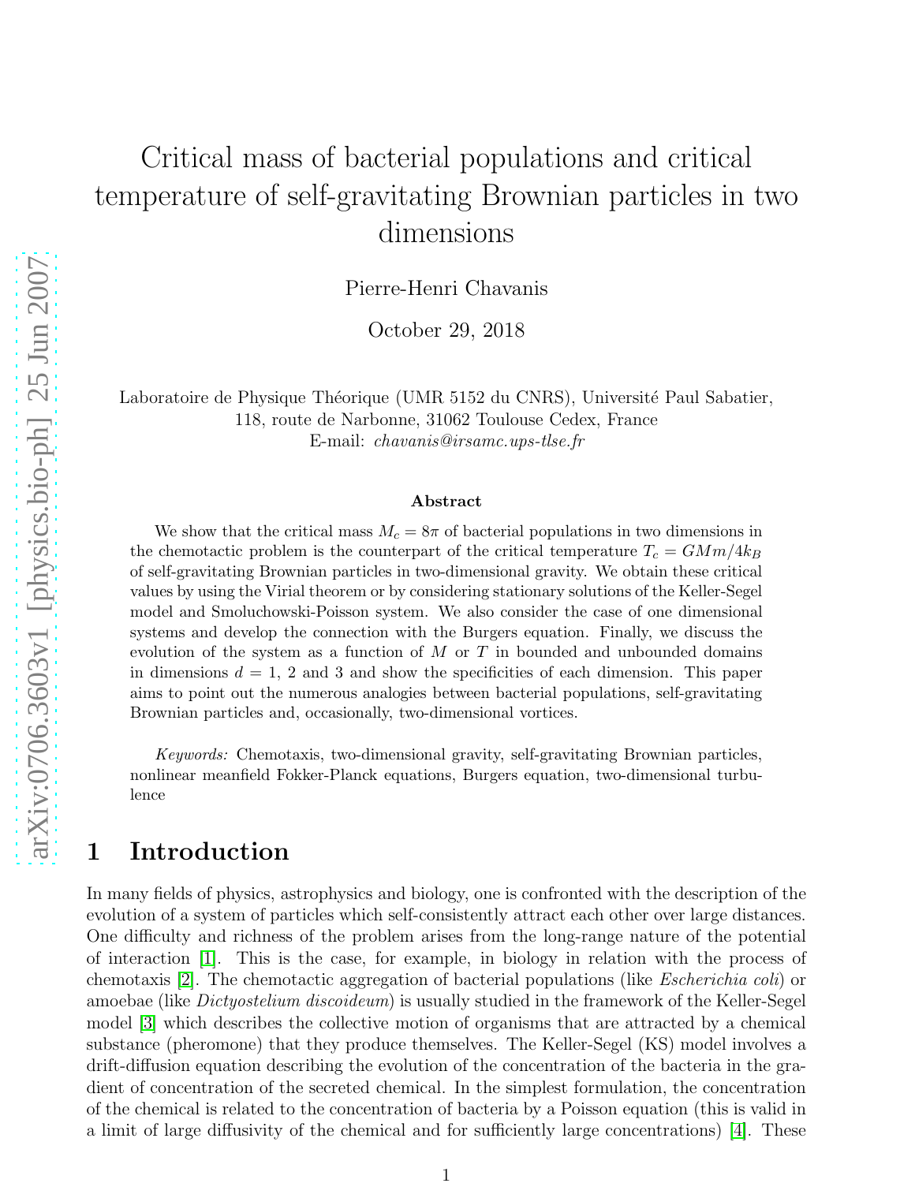# Critical mass of bacterial populations and critical temperature of self-gravitating Brownian particles in two dimensions

Pierre-Henri Chavanis

October 29, 2018

Laboratoire de Physique Théorique (UMR 5152 du CNRS), Université Paul Sabatier,
118, route de Narbonne, 31062 Toulouse Cedex, France
E-mail: *chavanis@irsamc.ups-tlse.fr*

**Abstract**

We show that the critical mass $M_c = 8\pi$ of bacterial populations in two dimensions in the chemotactic problem is the counterpart of the critical temperature $T_c = GMm/4k_B$ of self-gravitating Brownian particles in two-dimensional gravity. We obtain these critical values by using the Virial theorem or by considering stationary solutions of the Keller-Segel model and Smoluchowski-Poisson system. We also consider the case of one dimensional systems and develop the connection with the Burgers equation. Finally, we discuss the evolution of the system as a function of $M$ or $T$ in bounded and unbounded domains in dimensions $d = 1$, 2 and 3 and show the specificities of each dimension. This paper aims to point out the numerous analogies between bacterial populations, self-gravitating Brownian particles and, occasionally, two-dimensional vortices.

*Keywords:* Chemotaxis, two-dimensional gravity, self-gravitating Brownian particles, nonlinear meanfield Fokker-Planck equations, Burgers equation, two-dimensional turbulence

## 1 Introduction

In many fields of physics, astrophysics and biology, one is confronted with the description of the evolution of a system of particles which self-consistently attract each other over large distances. One difficulty and richness of the problem arises from the long-range nature of the potential of interaction [1]. This is the case, for example, in biology in relation with the process of chemotaxis [2]. The chemotactic aggregation of bacterial populations (like *Escherichia coli*) or amoebae (like *Dictyostelium discoideum*) is usually studied in the framework of the Keller-Segel model [3] which describes the collective motion of organisms that are attracted by a chemical substance (pheromone) that they produce themselves. The Keller-Segel (KS) model involves a drift-diffusion equation describing the evolution of the concentration of the bacteria in the gradient of concentration of the secreted chemical. In the simplest formulation, the concentration of the chemical is related to the concentration of bacteria by a Poisson equation (this is valid in a limit of large diffusivity of the chemical and for sufficiently large concentrations) [4]. These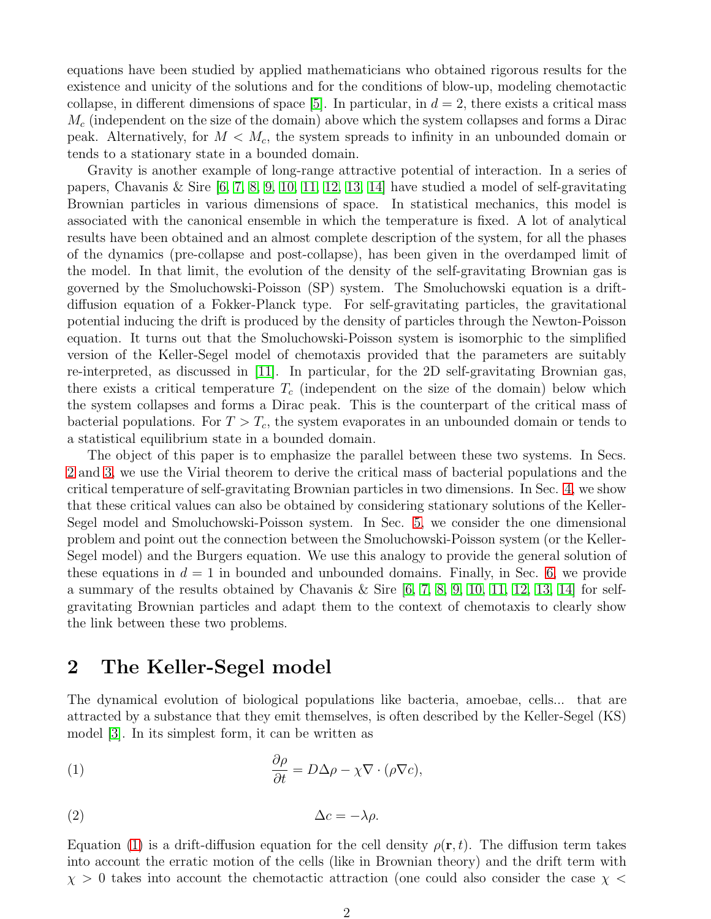equations have been studied by applied mathematicians who obtained rigorous results for the existence and unicity of the solutions and for the conditions of blow-up, modeling chemotactic collapse, in different dimensions of space [5]. In particular, in $d = 2$, there exists a critical mass $M_c$ (independent on the size of the domain) above which the system collapses and forms a Dirac peak. Alternatively, for $M < M_c$, the system spreads to infinity in an unbounded domain or tends to a stationary state in a bounded domain.

Gravity is another example of long-range attractive potential of interaction. In a series of papers, Chavanis & Sire [6, 7, 8, 9, 10, 11, 12, 13, 14] have studied a model of self-gravitating Brownian particles in various dimensions of space. In statistical mechanics, this model is associated with the canonical ensemble in which the temperature is fixed. A lot of analytical results have been obtained and an almost complete description of the system, for all the phases of the dynamics (pre-collapse and post-collapse), has been given in the overdamped limit of the model. In that limit, the evolution of the density of the self-gravitating Brownian gas is governed by the Smoluchowski-Poisson (SP) system. The Smoluchowski equation is a drift-diffusion equation of a Fokker-Planck type. For self-gravitating particles, the gravitational potential inducing the drift is produced by the density of particles through the Newton-Poisson equation. It turns out that the Smoluchowski-Poisson system is isomorphic to the simplified version of the Keller-Segel model of chemotaxis provided that the parameters are suitably re-interpreted, as discussed in [11]. In particular, for the 2D self-gravitating Brownian gas, there exists a critical temperature $T_c$ (independent on the size of the domain) below which the system collapses and forms a Dirac peak. This is the counterpart of the critical mass of bacterial populations. For $T > T_c$, the system evaporates in an unbounded domain or tends to a statistical equilibrium state in a bounded domain.

The object of this paper is to emphasize the parallel between these two systems. In Secs. 2 and 3, we use the Virial theorem to derive the critical mass of bacterial populations and the critical temperature of self-gravitating Brownian particles in two dimensions. In Sec. 4, we show that these critical values can also be obtained by considering stationary solutions of the Keller-Segel model and Smoluchowski-Poisson system. In Sec. 5, we consider the one dimensional problem and point out the connection between the Smoluchowski-Poisson system (or the Keller-Segel model) and the Burgers equation. We use this analogy to provide the general solution of these equations in $d = 1$ in bounded and unbounded domains. Finally, in Sec. 6, we provide a summary of the results obtained by Chavanis & Sire [6, 7, 8, 9, 10, 11, 12, 13, 14] for self-gravitating Brownian particles and adapt them to the context of chemotaxis to clearly show the link between these two problems.

## 2 The Keller-Segel model

The dynamical evolution of biological populations like bacteria, amoebae, cells... that are attracted by a substance that they emit themselves, is often described by the Keller-Segel (KS) model [3]. In its simplest form, it can be written as

$$\frac{\partial \rho}{\partial t} = D\Delta\rho - \chi\nabla\cdot(\rho\nabla c), \tag{1}$$

$$\Delta c = -\lambda\rho. \tag{2}$$

Equation (1) is a drift-diffusion equation for the cell density $\rho(\mathbf{r}, t)$. The diffusion term takes into account the erratic motion of the cells (like in Brownian theory) and the drift term with $\chi > 0$ takes into account the chemotactic attraction (one could also consider the case $\chi <$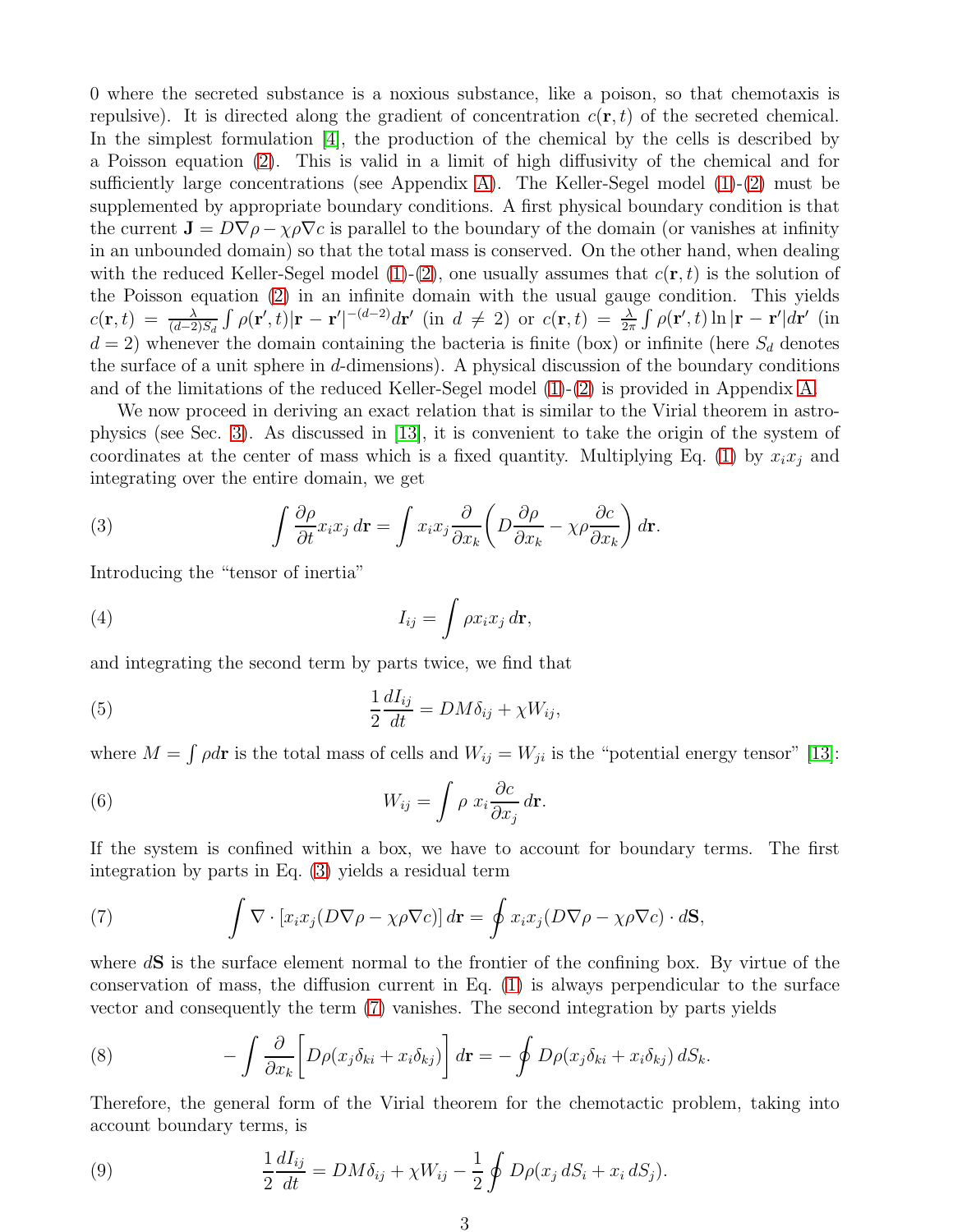0 where the secreted substance is a noxious substance, like a poison, so that chemotaxis is repulsive). It is directed along the gradient of concentration $c(\mathbf{r},t)$ of the secreted chemical. In the simplest formulation [4], the production of the chemical by the cells is described by a Poisson equation (2). This is valid in a limit of high diffusivity of the chemical and for sufficiently large concentrations (see Appendix A). The Keller-Segel model (1)-(2) must be supplemented by appropriate boundary conditions. A first physical boundary condition is that the current $\mathbf{J} = D\nabla\rho - \chi\rho\nabla c$ is parallel to the boundary of the domain (or vanishes at infinity in an unbounded domain) so that the total mass is conserved. On the other hand, when dealing with the reduced Keller-Segel model (1)-(2), one usually assumes that $c(\mathbf{r},t)$ is the solution of the Poisson equation (2) in an infinite domain with the usual gauge condition. This yields $c(\mathbf{r},t) = \frac{\lambda}{(d-2)S_d}\int \rho(\mathbf{r}',t)|\mathbf{r}-\mathbf{r}'|^{-(d-2)}d\mathbf{r}'$ (in $d \neq 2$) or $c(\mathbf{r},t) = \frac{\lambda}{2\pi}\int \rho(\mathbf{r}',t)\ln|\mathbf{r}-\mathbf{r}'|d\mathbf{r}'$ (in $d=2$) whenever the domain containing the bacteria is finite (box) or infinite (here $S_d$ denotes the surface of a unit sphere in $d$-dimensions). A physical discussion of the boundary conditions and of the limitations of the reduced Keller-Segel model (1)-(2) is provided in Appendix A.

We now proceed in deriving an exact relation that is similar to the Virial theorem in astrophysics (see Sec. 3). As discussed in [13], it is convenient to take the origin of the system of coordinates at the center of mass which is a fixed quantity. Multiplying Eq. (1) by $x_i x_j$ and integrating over the entire domain, we get

$$\int \frac{\partial \rho}{\partial t} x_i x_j \, d\mathbf{r} = \int x_i x_j \frac{\partial}{\partial x_k}\left( D\frac{\partial \rho}{\partial x_k} - \chi\rho\frac{\partial c}{\partial x_k}\right) d\mathbf{r}. \tag{3}$$

Introducing the "tensor of inertia"

$$I_{ij} = \int \rho x_i x_j \, d\mathbf{r}, \tag{4}$$

and integrating the second term by parts twice, we find that

$$\frac{1}{2}\frac{dI_{ij}}{dt} = DM\delta_{ij} + \chi W_{ij}, \tag{5}$$

where $M = \int \rho d\mathbf{r}$ is the total mass of cells and $W_{ij} = W_{ji}$ is the "potential energy tensor" [13]:

$$W_{ij} = \int \rho \; x_i \frac{\partial c}{\partial x_j} \, d\mathbf{r}. \tag{6}$$

If the system is confined within a box, we have to account for boundary terms. The first integration by parts in Eq. (3) yields a residual term

$$\int \nabla \cdot \left[ x_i x_j (D\nabla\rho - \chi\rho\nabla c)\right] d\mathbf{r} = \oint x_i x_j (D\nabla\rho - \chi\rho\nabla c)\cdot d\mathbf{S}, \tag{7}$$

where $d\mathbf{S}$ is the surface element normal to the frontier of the confining box. By virtue of the conservation of mass, the diffusion current in Eq. (1) is always perpendicular to the surface vector and consequently the term (7) vanishes. The second integration by parts yields

$$-\int \frac{\partial}{\partial x_k}\left[ D\rho(x_j\delta_{ki} + x_i\delta_{kj})\right] d\mathbf{r} = -\oint D\rho(x_j\delta_{ki} + x_i\delta_{kj})\, dS_k. \tag{8}$$

Therefore, the general form of the Virial theorem for the chemotactic problem, taking into account boundary terms, is

$$\frac{1}{2}\frac{dI_{ij}}{dt} = DM\delta_{ij} + \chi W_{ij} - \frac{1}{2}\oint D\rho(x_j\, dS_i + x_i\, dS_j). \tag{9}$$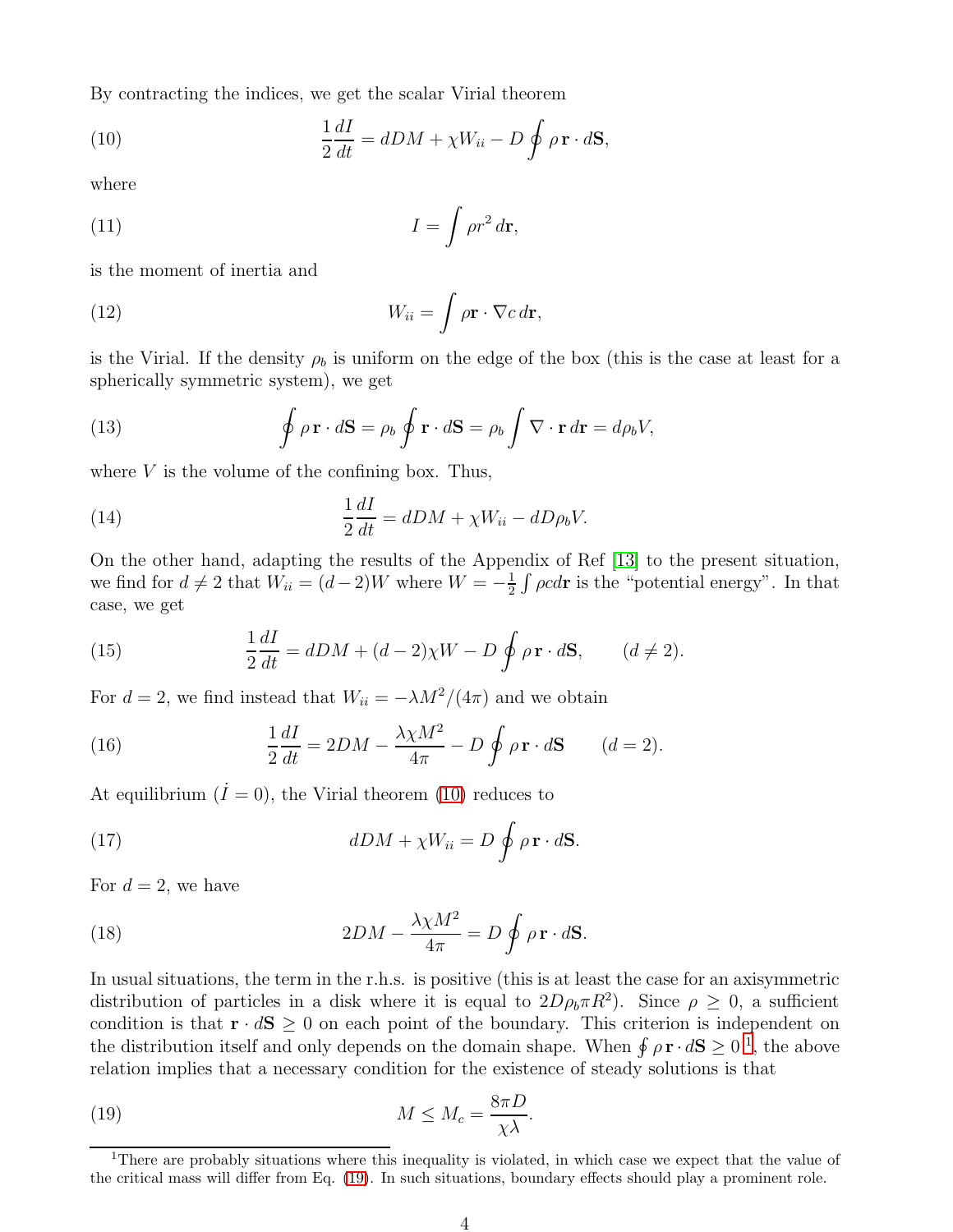By contracting the indices, we get the scalar Virial theorem

$$\frac{1}{2}\frac{dI}{dt} = dDM + \chi W_{ii} - D\oint \rho\, \mathbf{r}\cdot d\mathbf{S}, \tag{10}$$

where

$$I = \int \rho r^2\, d\mathbf{r}, \tag{11}$$

is the moment of inertia and

$$W_{ii} = \int \rho \mathbf{r}\cdot \nabla c\, d\mathbf{r}, \tag{12}$$

is the Virial. If the density $\rho_b$ is uniform on the edge of the box (this is the case at least for a spherically symmetric system), we get

$$\oint \rho\, \mathbf{r}\cdot d\mathbf{S} = \rho_b \oint \mathbf{r}\cdot d\mathbf{S} = \rho_b \int \nabla\cdot \mathbf{r}\, d\mathbf{r} = d\rho_b V, \tag{13}$$

where $V$ is the volume of the confining box. Thus,

$$\frac{1}{2}\frac{dI}{dt} = dDM + \chi W_{ii} - dD\rho_b V. \tag{14}$$

On the other hand, adapting the results of the Appendix of Ref [13] to the present situation, we find for $d \neq 2$ that $W_{ii} = (d-2)W$ where $W = -\frac{1}{2}\int \rho c d\mathbf{r}$ is the "potential energy". In that case, we get

$$\frac{1}{2}\frac{dI}{dt} = dDM + (d-2)\chi W - D\oint \rho\, \mathbf{r}\cdot d\mathbf{S}, \qquad (d \neq 2). \tag{15}$$

For $d = 2$, we find instead that $W_{ii} = -\lambda M^2/(4\pi)$ and we obtain

$$\frac{1}{2}\frac{dI}{dt} = 2DM - \frac{\lambda \chi M^2}{4\pi} - D\oint \rho\, \mathbf{r}\cdot d\mathbf{S} \qquad (d = 2). \tag{16}$$

At equilibrium ($\dot{I} = 0$), the Virial theorem (10) reduces to

$$dDM + \chi W_{ii} = D\oint \rho\, \mathbf{r}\cdot d\mathbf{S}. \tag{17}$$

For $d = 2$, we have

$$2DM - \frac{\lambda\chi M^2}{4\pi} = D\oint \rho\, \mathbf{r}\cdot d\mathbf{S}. \tag{18}$$

In usual situations, the term in the r.h.s. is positive (this is at least the case for an axisymmetric distribution of particles in a disk where it is equal to $2D\rho_b\pi R^2$). Since $\rho \geq 0$, a sufficient condition is that $\mathbf{r}\cdot d\mathbf{S} \geq 0$ on each point of the boundary. This criterion is independent on the distribution itself and only depends on the domain shape. When $\oint \rho\, \mathbf{r}\cdot d\mathbf{S} \geq 0$ [1], the above relation implies that a necessary condition for the existence of steady solutions is that

$$M \leq M_c = \frac{8\pi D}{\chi\lambda}. \tag{19}$$

[1] There are probably situations where this inequality is violated, in which case we expect that the value of the critical mass will differ from Eq. (19). In such situations, boundary effects should play a prominent role.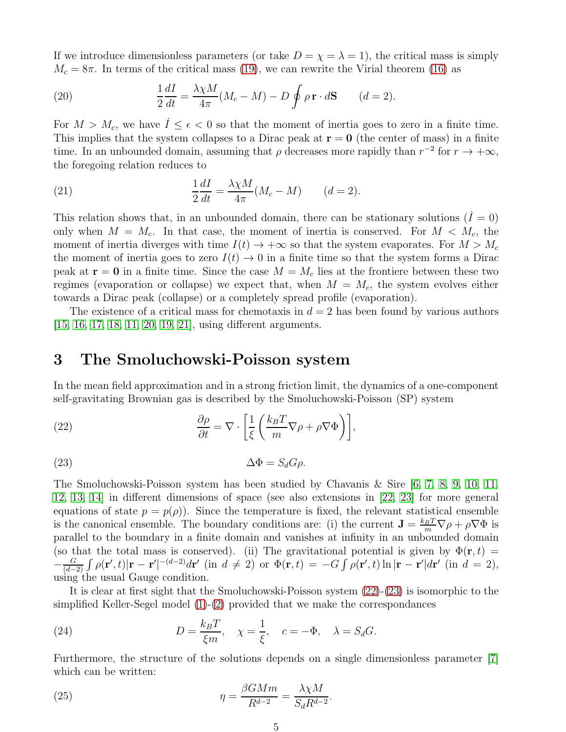If we introduce dimensionless parameters (or take $D = \chi = \lambda = 1$), the critical mass is simply $M_c = 8\pi$. In terms of the critical mass (19), we can rewrite the Virial theorem (16) as

$$\frac{1}{2}\frac{dI}{dt} = \frac{\lambda\chi M}{4\pi}(M_c - M) - D\oint \rho\,\mathbf{r}\cdot d\mathbf{S} \qquad (d=2). \tag{20}$$

For $M > M_c$, we have $\dot{I} \leq \epsilon < 0$ so that the moment of inertia goes to zero in a finite time. This implies that the system collapses to a Dirac peak at $\mathbf{r} = \mathbf{0}$ (the center of mass) in a finite time. In an unbounded domain, assuming that $\rho$ decreases more rapidly than $r^{-2}$ for $r \to +\infty$, the foregoing relation reduces to

$$\frac{1}{2}\frac{dI}{dt} = \frac{\lambda\chi M}{4\pi}(M_c - M) \qquad (d=2). \tag{21}$$

This relation shows that, in an unbounded domain, there can be stationary solutions ($\dot{I} = 0$) only when $M = M_c$. In that case, the moment of inertia is conserved. For $M < M_c$, the moment of inertia diverges with time $I(t) \to +\infty$ so that the system evaporates. For $M > M_c$ the moment of inertia goes to zero $I(t) \to 0$ in a finite time so that the system forms a Dirac peak at $\mathbf{r} = \mathbf{0}$ in a finite time. Since the case $M = M_c$ lies at the frontiere between these two regimes (evaporation or collapse) we expect that, when $M = M_c$, the system evolves either towards a Dirac peak (collapse) or a completely spread profile (evaporation).

The existence of a critical mass for chemotaxis in $d = 2$ has been found by various authors [15, 16, 17, 18, 11, 20, 19, 21], using different arguments.

## 3 The Smoluchowski-Poisson system

In the mean field approximation and in a strong friction limit, the dynamics of a one-component self-gravitating Brownian gas is described by the Smoluchowski-Poisson (SP) system

$$\frac{\partial\rho}{\partial t} = \nabla\cdot\left[\frac{1}{\xi}\left(\frac{k_B T}{m}\nabla\rho + \rho\nabla\Phi\right)\right], \tag{22}$$

$$\Delta\Phi = S_d G\rho. \tag{23}$$

The Smoluchowski-Poisson system has been studied by Chavanis & Sire [6, 7, 8, 9, 10, 11, 12, 13, 14] in different dimensions of space (see also extensions in [22, 23] for more general equations of state $p = p(\rho)$). Since the temperature is fixed, the relevant statistical ensemble is the canonical ensemble. The boundary conditions are: (i) the current $\mathbf{J} = \frac{k_B T}{m}\nabla\rho + \rho\nabla\Phi$ is parallel to the boundary in a finite domain and vanishes at infinity in an unbounded domain (so that the total mass is conserved). (ii) The gravitational potential is given by $\Phi(\mathbf{r},t) = -\frac{G}{(d-2)}\int \rho(\mathbf{r}',t)|\mathbf{r}-\mathbf{r}'|^{-(d-2)}d\mathbf{r}'$ (in $d \neq 2$) or $\Phi(\mathbf{r},t) = -G\int \rho(\mathbf{r}',t)\ln|\mathbf{r}-\mathbf{r}'|d\mathbf{r}'$ (in $d = 2$), using the usual Gauge condition.

It is clear at first sight that the Smoluchowski-Poisson system (22)-(23) is isomorphic to the simplified Keller-Segel model (1)-(2) provided that we make the correspondances

$$D = \frac{k_B T}{\xi m}, \quad \chi = \frac{1}{\xi}, \quad c = -\Phi, \quad \lambda = S_d G. \tag{24}$$

Furthermore, the structure of the solutions depends on a single dimensionless parameter [7] which can be written:

$$\eta = \frac{\beta G M m}{R^{d-2}} = \frac{\lambda\chi M}{S_d R^{d-2}}. \tag{25}$$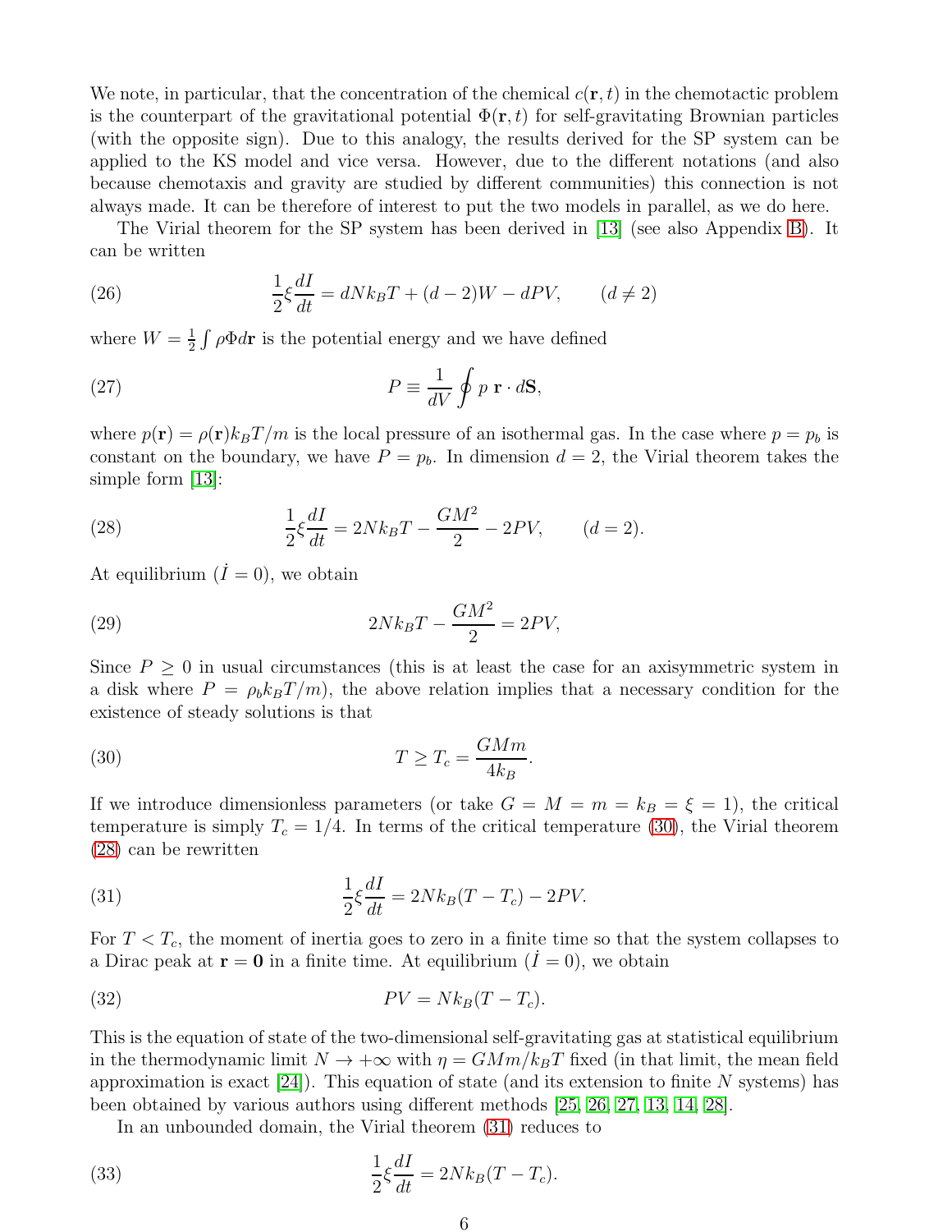We note, in particular, that the concentration of the chemical $c(\mathbf{r},t)$ in the chemotactic problem is the counterpart of the gravitational potential $\Phi(\mathbf{r},t)$ for self-gravitating Brownian particles (with the opposite sign). Due to this analogy, the results derived for the SP system can be applied to the KS model and vice versa. However, due to the different notations (and also because chemotaxis and gravity are studied by different communities) this connection is not always made. It can be therefore of interest to put the two models in parallel, as we do here.

The Virial theorem for the SP system has been derived in [13] (see also Appendix B). It can be written

$$\frac{1}{2}\xi\frac{dI}{dt} = dNk_BT + (d-2)W - dPV, \qquad (d \neq 2) \tag{26}$$

where $W = \frac{1}{2}\int \rho\Phi d\mathbf{r}$ is the potential energy and we have defined

$$P \equiv \frac{1}{dV}\oint p\,\mathbf{r}\cdot d\mathbf{S}, \tag{27}$$

where $p(\mathbf{r}) = \rho(\mathbf{r})k_BT/m$ is the local pressure of an isothermal gas. In the case where $p = p_b$ is constant on the boundary, we have $P = p_b$. In dimension $d = 2$, the Virial theorem takes the simple form [13]:

$$\frac{1}{2}\xi\frac{dI}{dt} = 2Nk_BT - \frac{GM^2}{2} - 2PV, \qquad (d = 2). \tag{28}$$

At equilibrium ($\dot{I} = 0$), we obtain

$$2Nk_BT - \frac{GM^2}{2} = 2PV, \tag{29}$$

Since $P \geq 0$ in usual circumstances (this is at least the case for an axisymmetric system in a disk where $P = \rho_b k_BT/m$), the above relation implies that a necessary condition for the existence of steady solutions is that

$$T \geq T_c = \frac{GMm}{4k_B}. \tag{30}$$

If we introduce dimensionless parameters (or take $G = M = m = k_B = \xi = 1$), the critical temperature is simply $T_c = 1/4$. In terms of the critical temperature (30), the Virial theorem (28) can be rewritten

$$\frac{1}{2}\xi\frac{dI}{dt} = 2Nk_B(T - T_c) - 2PV. \tag{31}$$

For $T < T_c$, the moment of inertia goes to zero in a finite time so that the system collapses to a Dirac peak at $\mathbf{r} = \mathbf{0}$ in a finite time. At equilibrium ($\dot{I} = 0$), we obtain

$$PV = Nk_B(T - T_c). \tag{32}$$

This is the equation of state of the two-dimensional self-gravitating gas at statistical equilibrium in the thermodynamic limit $N \to +\infty$ with $\eta = GMm/k_BT$ fixed (in that limit, the mean field approximation is exact [24]). This equation of state (and its extension to finite $N$ systems) has been obtained by various authors using different methods [25, 26, 27, 13, 14, 28].

In an unbounded domain, the Virial theorem (31) reduces to

$$\frac{1}{2}\xi\frac{dI}{dt} = 2Nk_B(T - T_c). \tag{33}$$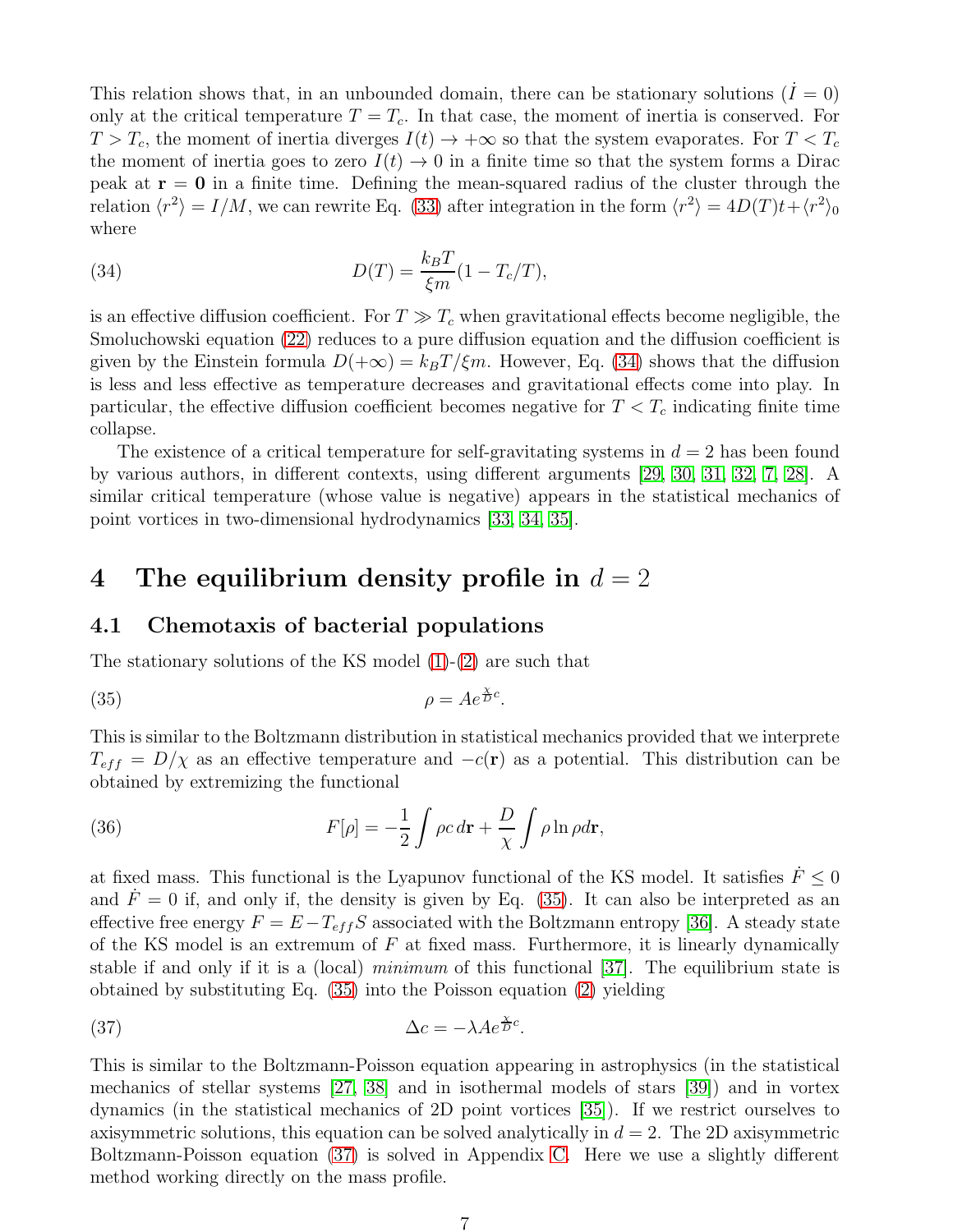This relation shows that, in an unbounded domain, there can be stationary solutions ($\dot{I} = 0$) only at the critical temperature $T = T_c$. In that case, the moment of inertia is conserved. For $T > T_c$, the moment of inertia diverges $I(t) \to +\infty$ so that the system evaporates. For $T < T_c$ the moment of inertia goes to zero $I(t) \to 0$ in a finite time so that the system forms a Dirac peak at $\mathbf{r} = \mathbf{0}$ in a finite time. Defining the mean-squared radius of the cluster through the relation $\langle r^2 \rangle = I/M$, we can rewrite Eq. (33) after integration in the form $\langle r^2 \rangle = 4D(T)t + \langle r^2 \rangle_0$ where

$$D(T) = \frac{k_B T}{\xi m}(1 - T_c/T), \tag{34}$$

is an effective diffusion coefficient. For $T \gg T_c$ when gravitational effects become negligible, the Smoluchowski equation (22) reduces to a pure diffusion equation and the diffusion coefficient is given by the Einstein formula $D(+\infty) = k_B T/\xi m$. However, Eq. (34) shows that the diffusion is less and less effective as temperature decreases and gravitational effects come into play. In particular, the effective diffusion coefficient becomes negative for $T < T_c$ indicating finite time collapse.

The existence of a critical temperature for self-gravitating systems in $d = 2$ has been found by various authors, in different contexts, using different arguments [29, 30, 31, 32, 7, 28]. A similar critical temperature (whose value is negative) appears in the statistical mechanics of point vortices in two-dimensional hydrodynamics [33, 34, 35].

# 4 The equilibrium density profile in $d = 2$

## 4.1 Chemotaxis of bacterial populations

The stationary solutions of the KS model (1)-(2) are such that

$$\rho = A e^{\frac{\chi}{D} c}. \tag{35}$$

This is similar to the Boltzmann distribution in statistical mechanics provided that we interprete $T_{eff} = D/\chi$ as an effective temperature and $-c(\mathbf{r})$ as a potential. This distribution can be obtained by extremizing the functional

$$F[\rho] = -\frac{1}{2}\int \rho c \, d\mathbf{r} + \frac{D}{\chi}\int \rho \ln \rho d\mathbf{r}, \tag{36}$$

at fixed mass. This functional is the Lyapunov functional of the KS model. It satisfies $\dot{F} \leq 0$ and $\dot{F} = 0$ if, and only if, the density is given by Eq. (35). It can also be interpreted as an effective free energy $F = E - T_{eff} S$ associated with the Boltzmann entropy [36]. A steady state of the KS model is an extremum of $F$ at fixed mass. Furthermore, it is linearly dynamically stable if and only if it is a (local) *minimum* of this functional [37]. The equilibrium state is obtained by substituting Eq. (35) into the Poisson equation (2) yielding

$$\Delta c = -\lambda A e^{\frac{\chi}{D} c}. \tag{37}$$

This is similar to the Boltzmann-Poisson equation appearing in astrophysics (in the statistical mechanics of stellar systems [27, 38] and in isothermal models of stars [39]) and in vortex dynamics (in the statistical mechanics of 2D point vortices [35]). If we restrict ourselves to axisymmetric solutions, this equation can be solved analytically in $d = 2$. The 2D axisymmetric Boltzmann-Poisson equation (37) is solved in Appendix C. Here we use a slightly different method working directly on the mass profile.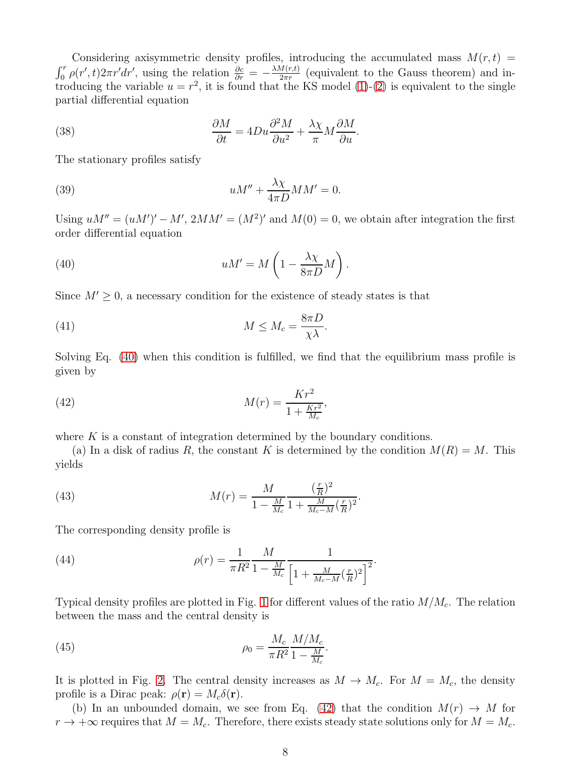Considering axisymmetric density profiles, introducing the accumulated mass $M(r,t) = \int_0^r \rho(r',t) 2\pi r' dr'$, using the relation $\frac{\partial c}{\partial r} = -\frac{\lambda M(r,t)}{2\pi r}$ (equivalent to the Gauss theorem) and introducing the variable $u = r^2$, it is found that the KS model (1)-(2) is equivalent to the single partial differential equation

$$\frac{\partial M}{\partial t} = 4Du\frac{\partial^2 M}{\partial u^2} + \frac{\lambda\chi}{\pi} M \frac{\partial M}{\partial u}. \tag{38}$$

The stationary profiles satisfy

$$uM'' + \frac{\lambda\chi}{4\pi D} M M' = 0. \tag{39}$$

Using $uM'' = (uM')' - M'$, $2MM' = (M^2)'$ and $M(0) = 0$, we obtain after integration the first order differential equation

$$uM' = M\left(1 - \frac{\lambda\chi}{8\pi D} M\right). \tag{40}$$

Since $M' \geq 0$, a necessary condition for the existence of steady states is that

$$M \leq M_c = \frac{8\pi D}{\chi\lambda}. \tag{41}$$

Solving Eq. (40) when this condition is fulfilled, we find that the equilibrium mass profile is given by

$$M(r) = \frac{Kr^2}{1 + \frac{Kr^2}{M_c}}, \tag{42}$$

where $K$ is a constant of integration determined by the boundary conditions.

(a) In a disk of radius $R$, the constant $K$ is determined by the condition $M(R) = M$. This yields

$$M(r) = \frac{M}{1 - \frac{M}{M_c}} \frac{(\frac{r}{R})^2}{1 + \frac{M}{M_c - M}(\frac{r}{R})^2}. \tag{43}$$

The corresponding density profile is

$$\rho(r) = \frac{1}{\pi R^2} \frac{M}{1 - \frac{M}{M_c}} \frac{1}{\left[1 + \frac{M}{M_c - M}(\frac{r}{R})^2\right]^2}. \tag{44}$$

Typical density profiles are plotted in Fig. 1 for different values of the ratio $M/M_c$. The relation between the mass and the central density is

$$\rho_0 = \frac{M_c}{\pi R^2} \frac{M/M_c}{1 - \frac{M}{M_c}}. \tag{45}$$

It is plotted in Fig. 2. The central density increases as $M \to M_c$. For $M = M_c$, the density profile is a Dirac peak: $\rho(\mathbf{r}) = M_c \delta(\mathbf{r})$.

(b) In an unbounded domain, we see from Eq. (42) that the condition $M(r) \to M$ for $r \to +\infty$ requires that $M = M_c$. Therefore, there exists steady state solutions only for $M = M_c$.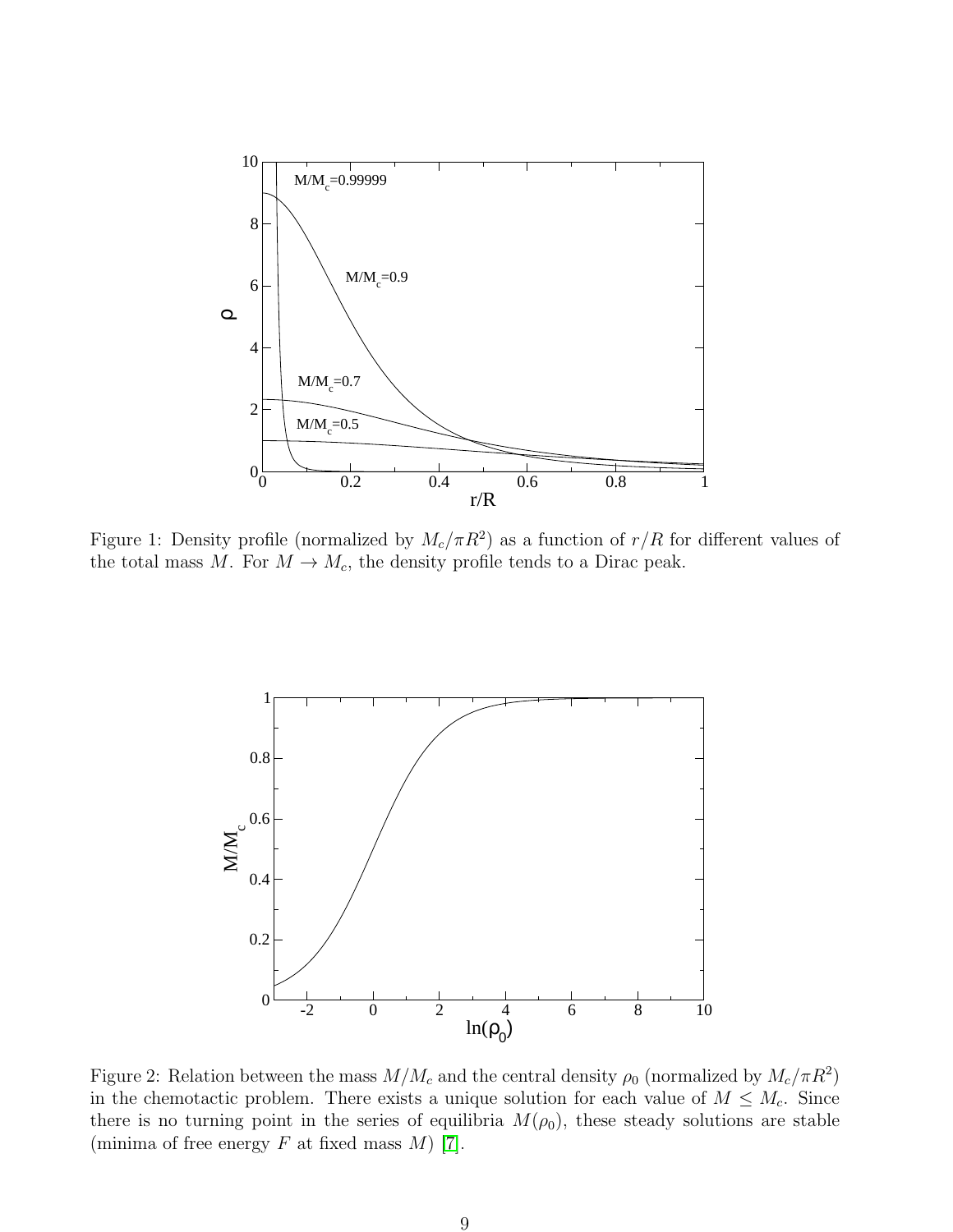Figure 1: Density profile (normalized by $M_c/\pi R^2$) as a function of $r/R$ for different values of the total mass $M$. For $M \to M_c$, the density profile tends to a Dirac peak.

Figure 2: Relation between the mass $M/M_c$ and the central density $\rho_0$ (normalized by $M_c/\pi R^2$) in the chemotactic problem. There exists a unique solution for each value of $M \leq M_c$. Since there is no turning point in the series of equilibria $M(\rho_0)$, these steady solutions are stable (minima of free energy $F$ at fixed mass $M$) [7].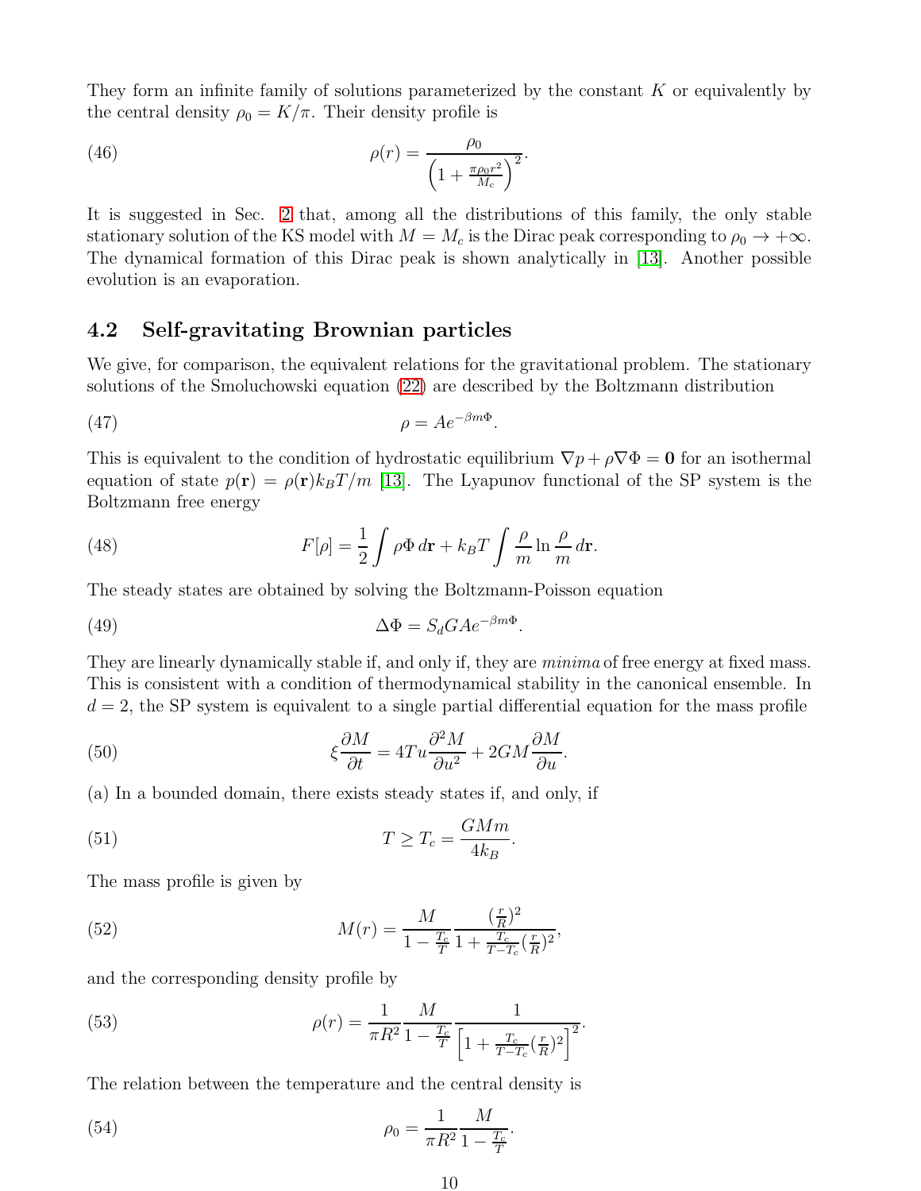They form an infinite family of solutions parameterized by the constant $K$ or equivalently by the central density $\rho_0 = K/\pi$. Their density profile is

$$\rho(r) = \frac{\rho_0}{\left(1 + \frac{\pi\rho_0 r^2}{M_c}\right)^2}. \tag{46}$$

It is suggested in Sec. 2 that, among all the distributions of this family, the only stable stationary solution of the KS model with $M = M_c$ is the Dirac peak corresponding to $\rho_0 \to +\infty$. The dynamical formation of this Dirac peak is shown analytically in [13]. Another possible evolution is an evaporation.

### 4.2 Self-gravitating Brownian particles

We give, for comparison, the equivalent relations for the gravitational problem. The stationary solutions of the Smoluchowski equation (22) are described by the Boltzmann distribution

$$\rho = Ae^{-\beta m\Phi}. \tag{47}$$

This is equivalent to the condition of hydrostatic equilibrium $\nabla p + \rho\nabla\Phi = \mathbf{0}$ for an isothermal equation of state $p(\mathbf{r}) = \rho(\mathbf{r})k_B T/m$ [13]. The Lyapunov functional of the SP system is the Boltzmann free energy

$$F[\rho] = \frac{1}{2}\int \rho\Phi \, d\mathbf{r} + k_B T \int \frac{\rho}{m} \ln \frac{\rho}{m} \, d\mathbf{r}. \tag{48}$$

The steady states are obtained by solving the Boltzmann-Poisson equation

$$\Delta\Phi = S_d G A e^{-\beta m\Phi}. \tag{49}$$

They are linearly dynamically stable if, and only if, they are *minima* of free energy at fixed mass. This is consistent with a condition of thermodynamical stability in the canonical ensemble. In $d = 2$, the SP system is equivalent to a single partial differential equation for the mass profile

$$\xi\frac{\partial M}{\partial t} = 4Tu\frac{\partial^2 M}{\partial u^2} + 2GM\frac{\partial M}{\partial u}. \tag{50}$$

(a) In a bounded domain, there exists steady states if, and only, if

$$T \geq T_c = \frac{GMm}{4k_B}. \tag{51}$$

The mass profile is given by

$$M(r) = \frac{M}{1 - \frac{T_c}{T}} \frac{(\frac{r}{R})^2}{1 + \frac{T_c}{T - T_c}(\frac{r}{R})^2}, \tag{52}$$

and the corresponding density profile by

$$\rho(r) = \frac{1}{\pi R^2} \frac{M}{1 - \frac{T_c}{T}} \frac{1}{\left[1 + \frac{T_c}{T - T_c}(\frac{r}{R})^2\right]^2}. \tag{53}$$

The relation between the temperature and the central density is

$$\rho_0 = \frac{1}{\pi R^2} \frac{M}{1 - \frac{T_c}{T}}. \tag{54}$$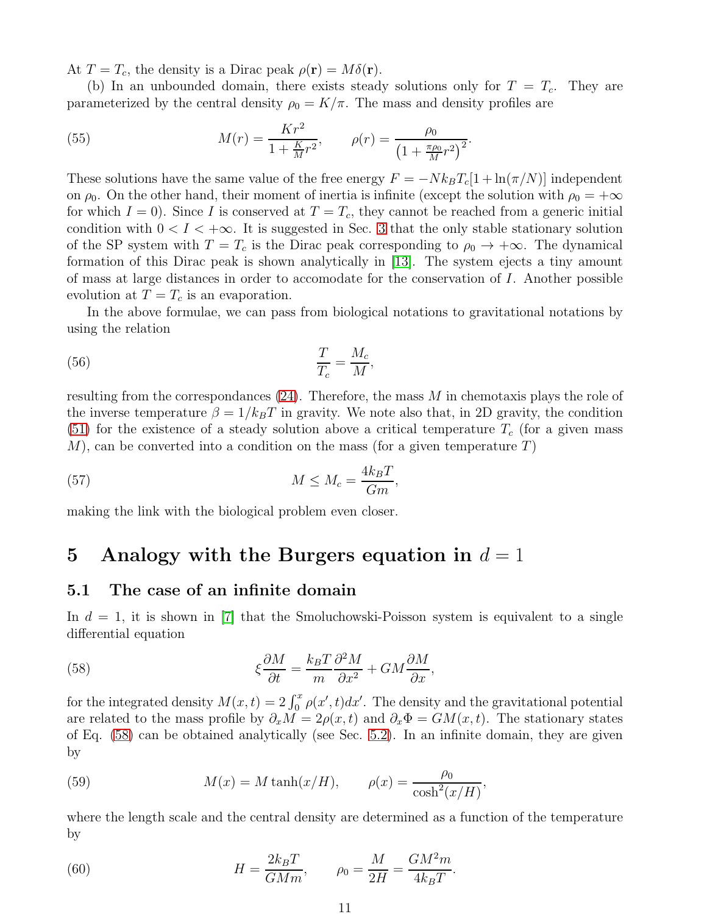At $T = T_c$, the density is a Dirac peak $\rho(\mathbf{r}) = M\delta(\mathbf{r})$.

(b) In an unbounded domain, there exists steady solutions only for $T = T_c$. They are parameterized by the central density $\rho_0 = K/\pi$. The mass and density profiles are

$$M(r) = \frac{Kr^2}{1 + \frac{K}{M}r^2}, \qquad \rho(r) = \frac{\rho_0}{\left(1 + \frac{\pi\rho_0}{M}r^2\right)^2}. \tag{55}$$

These solutions have the same value of the free energy $F = -Nk_BT_c[1 + \ln(\pi/N)]$ independent on $\rho_0$. On the other hand, their moment of inertia is infinite (except the solution with $\rho_0 = +\infty$ for which $I = 0$). Since $I$ is conserved at $T = T_c$, they cannot be reached from a generic initial condition with $0 < I < +\infty$. It is suggested in Sec. 3 that the only stable stationary solution of the SP system with $T = T_c$ is the Dirac peak corresponding to $\rho_0 \to +\infty$. The dynamical formation of this Dirac peak is shown analytically in [13]. The system ejects a tiny amount of mass at large distances in order to accomodate for the conservation of $I$. Another possible evolution at $T = T_c$ is an evaporation.

In the above formulae, we can pass from biological notations to gravitational notations by using the relation

$$\frac{T}{T_c} = \frac{M_c}{M}, \tag{56}$$

resulting from the correspondances (24). Therefore, the mass $M$ in chemotaxis plays the role of the inverse temperature $\beta = 1/k_BT$ in gravity. We note also that, in 2D gravity, the condition (51) for the existence of a steady solution above a critical temperature $T_c$ (for a given mass $M$), can be converted into a condition on the mass (for a given temperature $T$)

$$M \leq M_c = \frac{4k_BT}{Gm}, \tag{57}$$

making the link with the biological problem even closer.

# 5 Analogy with the Burgers equation in $d = 1$

## 5.1 The case of an infinite domain

In $d = 1$, it is shown in [7] that the Smoluchowski-Poisson system is equivalent to a single differential equation

$$\xi\frac{\partial M}{\partial t} = \frac{k_BT}{m}\frac{\partial^2 M}{\partial x^2} + GM\frac{\partial M}{\partial x}, \tag{58}$$

for the integrated density $M(x,t) = 2\int_0^x \rho(x',t)dx'$. The density and the gravitational potential are related to the mass profile by $\partial_x M = 2\rho(x,t)$ and $\partial_x \Phi = GM(x,t)$. The stationary states of Eq. (58) can be obtained analytically (see Sec. 5.2). In an infinite domain, they are given by

$$M(x) = M\tanh(x/H), \qquad \rho(x) = \frac{\rho_0}{\cosh^2(x/H)}, \tag{59}$$

where the length scale and the central density are determined as a function of the temperature by

$$H = \frac{2k_BT}{GMm}, \qquad \rho_0 = \frac{M}{2H} = \frac{GM^2m}{4k_BT}. \tag{60}$$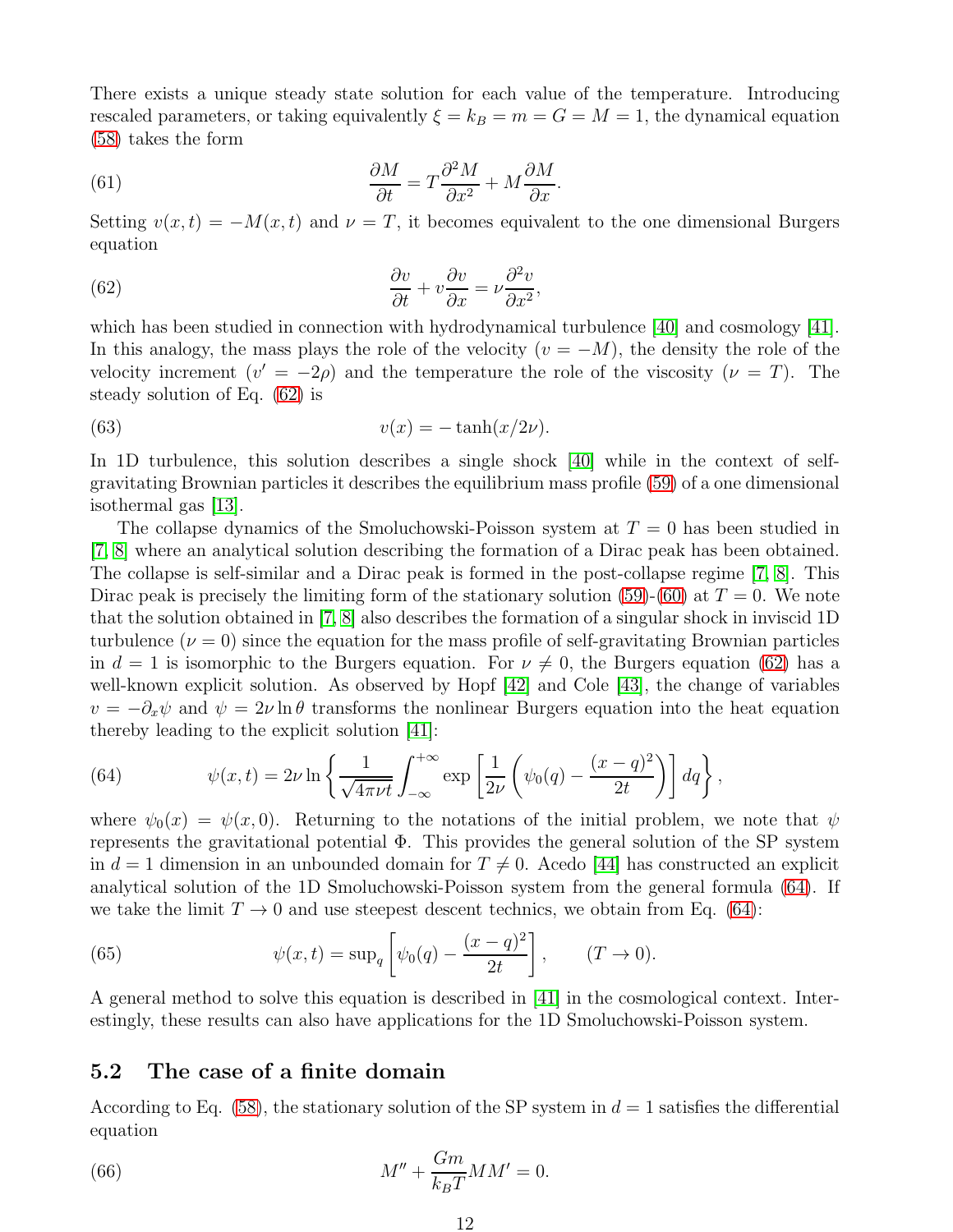There exists a unique steady state solution for each value of the temperature. Introducing rescaled parameters, or taking equivalently $\xi = k_B = m = G = M = 1$, the dynamical equation (58) takes the form

$$\frac{\partial M}{\partial t} = T\frac{\partial^2 M}{\partial x^2} + M\frac{\partial M}{\partial x}. \tag{61}$$

Setting $v(x,t) = -M(x,t)$ and $\nu = T$, it becomes equivalent to the one dimensional Burgers equation

$$\frac{\partial v}{\partial t} + v\frac{\partial v}{\partial x} = \nu\frac{\partial^2 v}{\partial x^2}, \tag{62}$$

which has been studied in connection with hydrodynamical turbulence [40] and cosmology [41]. In this analogy, the mass plays the role of the velocity ($v = -M$), the density the role of the velocity increment ($v' = -2\rho$) and the temperature the role of the viscosity ($\nu = T$). The steady solution of Eq. (62) is

$$v(x) = -\tanh(x/2\nu). \tag{63}$$

In 1D turbulence, this solution describes a single shock [40] while in the context of self-gravitating Brownian particles it describes the equilibrium mass profile (59) of a one dimensional isothermal gas [13].

The collapse dynamics of the Smoluchowski-Poisson system at $T = 0$ has been studied in [7, 8] where an analytical solution describing the formation of a Dirac peak has been obtained. The collapse is self-similar and a Dirac peak is formed in the post-collapse regime [7, 8]. This Dirac peak is precisely the limiting form of the stationary solution (59)-(60) at $T = 0$. We note that the solution obtained in [7, 8] also describes the formation of a singular shock in inviscid 1D turbulence ($\nu = 0$) since the equation for the mass profile of self-gravitating Brownian particles in $d = 1$ is isomorphic to the Burgers equation. For $\nu \neq 0$, the Burgers equation (62) has a well-known explicit solution. As observed by Hopf [42] and Cole [43], the change of variables $v = -\partial_x\psi$ and $\psi = 2\nu\ln\theta$ transforms the nonlinear Burgers equation into the heat equation thereby leading to the explicit solution [41]:

$$\psi(x,t) = 2\nu\ln\left\{\frac{1}{\sqrt{4\pi\nu t}}\int_{-\infty}^{+\infty}\exp\left[\frac{1}{2\nu}\left(\psi_0(q) - \frac{(x-q)^2}{2t}\right)\right]dq\right\}, \tag{64}$$

where $\psi_0(x) = \psi(x,0)$. Returning to the notations of the initial problem, we note that $\psi$ represents the gravitational potential $\Phi$. This provides the general solution of the SP system in $d = 1$ dimension in an unbounded domain for $T \neq 0$. Acedo [44] has constructed an explicit analytical solution of the 1D Smoluchowski-Poisson system from the general formula (64). If we take the limit $T \to 0$ and use steepest descent technics, we obtain from Eq. (64):

$$\psi(x,t) = \sup_q\left[\psi_0(q) - \frac{(x-q)^2}{2t}\right], \qquad (T \to 0). \tag{65}$$

A general method to solve this equation is described in [41] in the cosmological context. Interestingly, these results can also have applications for the 1D Smoluchowski-Poisson system.

## 5.2 The case of a finite domain

According to Eq. (58), the stationary solution of the SP system in $d = 1$ satisfies the differential equation

$$M'' + \frac{Gm}{k_B T}MM' = 0. \tag{66}$$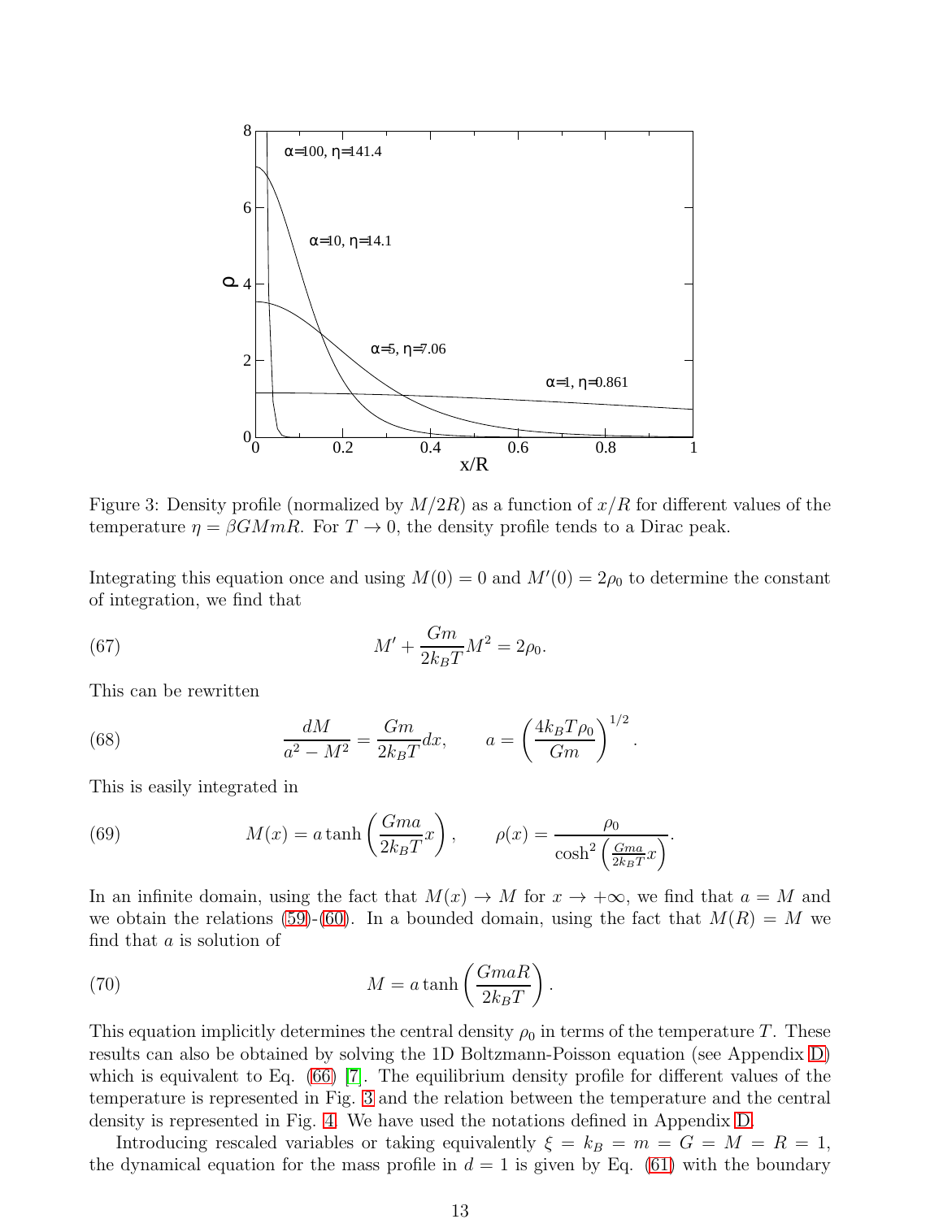Figure 3: Density profile (normalized by $M/2R$) as a function of $x/R$ for different values of the temperature $\eta = \beta GMmR$. For $T \to 0$, the density profile tends to a Dirac peak.

Integrating this equation once and using $M(0) = 0$ and $M'(0) = 2\rho_0$ to determine the constant of integration, we find that

$$M' + \frac{Gm}{2k_B T} M^2 = 2\rho_0. \tag{67}$$

This can be rewritten

$$\frac{dM}{a^2 - M^2} = \frac{Gm}{2k_B T} dx, \qquad a = \left(\frac{4k_B T \rho_0}{Gm}\right)^{1/2}. \tag{68}$$

This is easily integrated in

$$M(x) = a \tanh\left(\frac{Gma}{2k_B T} x\right), \qquad \rho(x) = \frac{\rho_0}{\cosh^2\left(\frac{Gma}{2k_B T} x\right)}. \tag{69}$$

In an infinite domain, using the fact that $M(x) \to M$ for $x \to +\infty$, we find that $a = M$ and we obtain the relations (59)-(60). In a bounded domain, using the fact that $M(R) = M$ we find that $a$ is solution of

$$M = a \tanh\left(\frac{GmaR}{2k_B T}\right). \tag{70}$$

This equation implicitly determines the central density $\rho_0$ in terms of the temperature $T$. These results can also be obtained by solving the 1D Boltzmann-Poisson equation (see Appendix D) which is equivalent to Eq. (66) [7]. The equilibrium density profile for different values of the temperature is represented in Fig. 3 and the relation between the temperature and the central density is represented in Fig. 4. We have used the notations defined in Appendix D.

Introducing rescaled variables or taking equivalently $\xi = k_B = m = G = M = R = 1$, the dynamical equation for the mass profile in $d = 1$ is given by Eq. (61) with the boundary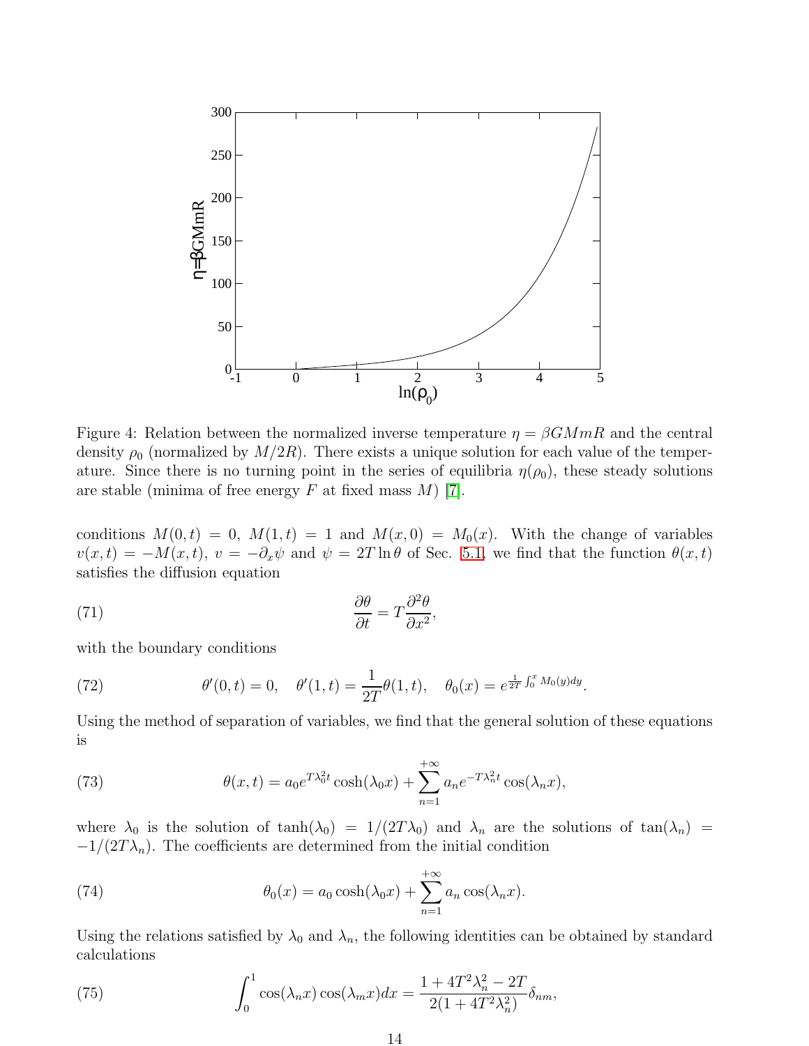Figure 4: Relation between the normalized inverse temperature $\eta = \beta GMmR$ and the central density $\rho_0$ (normalized by $M/2R$). There exists a unique solution for each value of the temperature. Since there is no turning point in the series of equilibria $\eta(\rho_0)$, these steady solutions are stable (minima of free energy $F$ at fixed mass $M$) [7].

conditions $M(0,t) = 0$, $M(1,t) = 1$ and $M(x,0) = M_0(x)$. With the change of variables $v(x,t) = -M(x,t)$, $v = -\partial_x \psi$ and $\psi = 2T \ln \theta$ of Sec. 5.1, we find that the function $\theta(x,t)$ satisfies the diffusion equation

$$\frac{\partial \theta}{\partial t} = T \frac{\partial^2 \theta}{\partial x^2}, \tag{71}$$

with the boundary conditions

$$\theta'(0,t) = 0, \quad \theta'(1,t) = \frac{1}{2T}\theta(1,t), \quad \theta_0(x) = e^{\frac{1}{2T}\int_0^x M_0(y)dy}. \tag{72}$$

Using the method of separation of variables, we find that the general solution of these equations is

$$\theta(x,t) = a_0 e^{T\lambda_0^2 t} \cosh(\lambda_0 x) + \sum_{n=1}^{+\infty} a_n e^{-T\lambda_n^2 t} \cos(\lambda_n x), \tag{73}$$

where $\lambda_0$ is the solution of $\tanh(\lambda_0) = 1/(2T\lambda_0)$ and $\lambda_n$ are the solutions of $\tan(\lambda_n) = -1/(2T\lambda_n)$. The coefficients are determined from the initial condition

$$\theta_0(x) = a_0 \cosh(\lambda_0 x) + \sum_{n=1}^{+\infty} a_n \cos(\lambda_n x). \tag{74}$$

Using the relations satisfied by $\lambda_0$ and $\lambda_n$, the following identities can be obtained by standard calculations

$$\int_0^1 \cos(\lambda_n x)\cos(\lambda_m x)dx = \frac{1 + 4T^2\lambda_n^2 - 2T}{2(1 + 4T^2\lambda_n^2)}\delta_{nm}, \tag{75}$$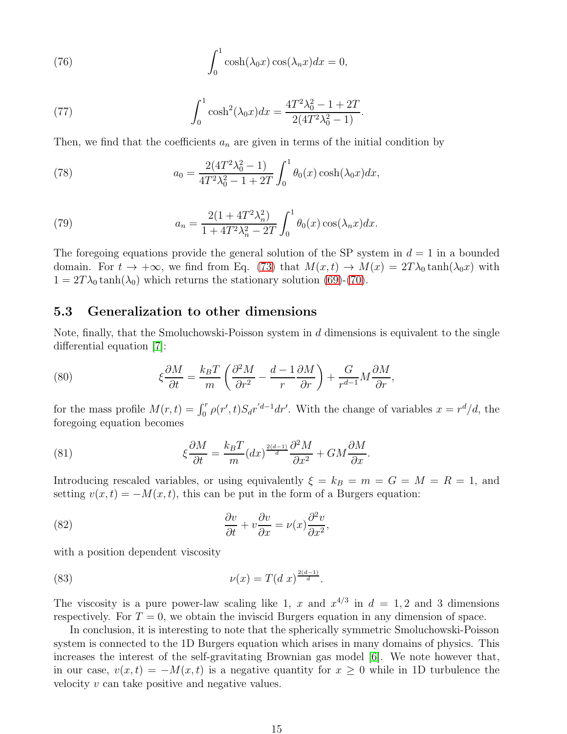$$\int_0^1 \cosh(\lambda_0 x)\cos(\lambda_n x)dx = 0, \tag{76}$$

$$\int_0^1 \cosh^2(\lambda_0 x)dx = \frac{4T^2\lambda_0^2 - 1 + 2T}{2(4T^2\lambda_0^2 - 1)}. \tag{77}$$

Then, we find that the coefficients $a_n$ are given in terms of the initial condition by

$$a_0 = \frac{2(4T^2\lambda_0^2 - 1)}{4T^2\lambda_0^2 - 1 + 2T}\int_0^1 \theta_0(x)\cosh(\lambda_0 x)dx, \tag{78}$$

$$a_n = \frac{2(1 + 4T^2\lambda_n^2)}{1 + 4T^2\lambda_n^2 - 2T}\int_0^1 \theta_0(x)\cos(\lambda_n x)dx. \tag{79}$$

The foregoing equations provide the general solution of the SP system in $d = 1$ in a bounded domain. For $t \to +\infty$, we find from Eq. (73) that $M(x,t) \to M(x) = 2T\lambda_0 \tanh(\lambda_0 x)$ with $1 = 2T\lambda_0 \tanh(\lambda_0)$ which returns the stationary solution (69)-(70).

### 5.3 Generalization to other dimensions

Note, finally, that the Smoluchowski-Poisson system in $d$ dimensions is equivalent to the single differential equation [7]:

$$\xi \frac{\partial M}{\partial t} = \frac{k_B T}{m}\left(\frac{\partial^2 M}{\partial r^2} - \frac{d-1}{r}\frac{\partial M}{\partial r}\right) + \frac{G}{r^{d-1}} M \frac{\partial M}{\partial r}, \tag{80}$$

for the mass profile $M(r,t) = \int_0^r \rho(r',t) S_d r'^{d-1} dr'$. With the change of variables $x = r^d/d$, the foregoing equation becomes

$$\xi \frac{\partial M}{\partial t} = \frac{k_B T}{m}(dx)^{\frac{2(d-1)}{d}} \frac{\partial^2 M}{\partial x^2} + GM\frac{\partial M}{\partial x}. \tag{81}$$

Introducing rescaled variables, or using equivalently $\xi = k_B = m = G = M = R = 1$, and setting $v(x,t) = -M(x,t)$, this can be put in the form of a Burgers equation:

$$\frac{\partial v}{\partial t} + v\frac{\partial v}{\partial x} = \nu(x)\frac{\partial^2 v}{\partial x^2}, \tag{82}$$

with a position dependent viscosity

$$\nu(x) = T(d\, x)^{\frac{2(d-1)}{d}}. \tag{83}$$

The viscosity is a pure power-law scaling like 1, $x$ and $x^{4/3}$ in $d = 1, 2$ and 3 dimensions respectively. For $T = 0$, we obtain the inviscid Burgers equation in any dimension of space.

In conclusion, it is interesting to note that the spherically symmetric Smoluchowski-Poisson system is connected to the 1D Burgers equation which arises in many domains of physics. This increases the interest of the self-gravitating Brownian gas model [6]. We note however that, in our case, $v(x,t) = -M(x,t)$ is a negative quantity for $x \geq 0$ while in 1D turbulence the velocity $v$ can take positive and negative values.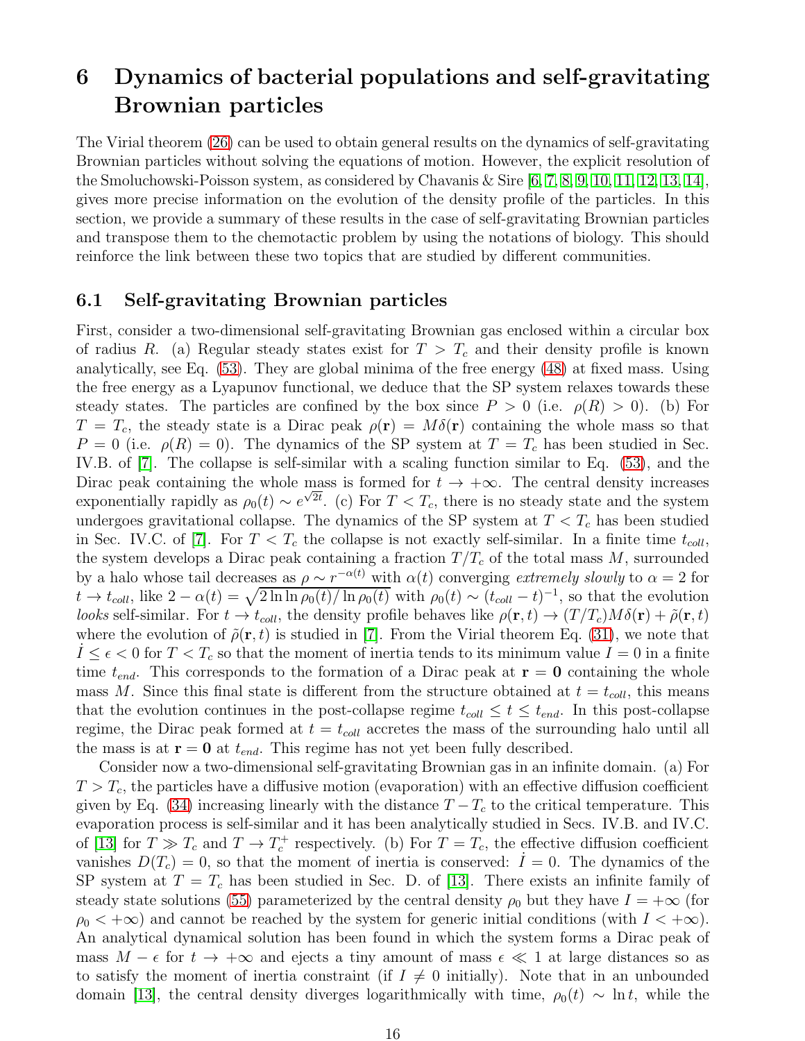# 6 Dynamics of bacterial populations and self-gravitating Brownian particles

The Virial theorem (26) can be used to obtain general results on the dynamics of self-gravitating Brownian particles without solving the equations of motion. However, the explicit resolution of the Smoluchowski-Poisson system, as considered by Chavanis & Sire [6, 7, 8, 9, 10, 11, 12, 13, 14], gives more precise information on the evolution of the density profile of the particles. In this section, we provide a summary of these results in the case of self-gravitating Brownian particles and transpose them to the chemotactic problem by using the notations of biology. This should reinforce the link between these two topics that are studied by different communities.

## 6.1 Self-gravitating Brownian particles

First, consider a two-dimensional self-gravitating Brownian gas enclosed within a circular box of radius $R$. (a) Regular steady states exist for $T > T_c$ and their density profile is known analytically, see Eq. (53). They are global minima of the free energy (48) at fixed mass. Using the free energy as a Lyapunov functional, we deduce that the SP system relaxes towards these steady states. The particles are confined by the box since $P > 0$ (i.e. $\rho(R) > 0$). (b) For $T = T_c$, the steady state is a Dirac peak $\rho(\mathbf{r}) = M\delta(\mathbf{r})$ containing the whole mass so that $P = 0$ (i.e. $\rho(R) = 0$). The dynamics of the SP system at $T = T_c$ has been studied in Sec. IV.B. of [7]. The collapse is self-similar with a scaling function similar to Eq. (53), and the Dirac peak containing the whole mass is formed for $t \to +\infty$. The central density increases exponentially rapidly as $\rho_0(t) \sim e^{\sqrt{2t}}$. (c) For $T < T_c$, there is no steady state and the system undergoes gravitational collapse. The dynamics of the SP system at $T < T_c$ has been studied in Sec. IV.C. of [7]. For $T < T_c$ the collapse is not exactly self-similar. In a finite time $t_{coll}$, the system develops a Dirac peak containing a fraction $T/T_c$ of the total mass $M$, surrounded by a halo whose tail decreases as $\rho \sim r^{-\alpha(t)}$ with $\alpha(t)$ converging *extremely slowly* to $\alpha = 2$ for $t \to t_{coll}$, like $2 - \alpha(t) = \sqrt{2 \ln \ln \rho_0(t) / \ln \rho_0(t)}$ with $\rho_0(t) \sim (t_{coll} - t)^{-1}$, so that the evolution *looks* self-similar. For $t \to t_{coll}$, the density profile behaves like $\rho(\mathbf{r}, t) \to (T/T_c) M\delta(\mathbf{r}) + \tilde{\rho}(\mathbf{r}, t)$ where the evolution of $\tilde{\rho}(\mathbf{r}, t)$ is studied in [7]. From the Virial theorem Eq. (31), we note that $\dot{I} \le \epsilon < 0$ for $T < T_c$ so that the moment of inertia tends to its minimum value $I = 0$ in a finite time $t_{end}$. This corresponds to the formation of a Dirac peak at $\mathbf{r} = \mathbf{0}$ containing the whole mass $M$. Since this final state is different from the structure obtained at $t = t_{coll}$, this means that the evolution continues in the post-collapse regime $t_{coll} \le t \le t_{end}$. In this post-collapse regime, the Dirac peak formed at $t = t_{coll}$ accretes the mass of the surrounding halo until all the mass is at $\mathbf{r} = \mathbf{0}$ at $t_{end}$. This regime has not yet been fully described.

Consider now a two-dimensional self-gravitating Brownian gas in an infinite domain. (a) For $T > T_c$, the particles have a diffusive motion (evaporation) with an effective diffusion coefficient given by Eq. (34) increasing linearly with the distance $T - T_c$ to the critical temperature. This evaporation process is self-similar and it has been analytically studied in Secs. IV.B. and IV.C. of [13] for $T \gg T_c$ and $T \to T_c^+$ respectively. (b) For $T = T_c$, the effective diffusion coefficient vanishes $D(T_c) = 0$, so that the moment of inertia is conserved: $\dot{I} = 0$. The dynamics of the SP system at $T = T_c$ has been studied in Sec. D. of [13]. There exists an infinite family of steady state solutions (55) parameterized by the central density $\rho_0$ but they have $I = +\infty$ (for $\rho_0 < +\infty$) and cannot be reached by the system for generic initial conditions (with $I < +\infty$). An analytical dynamical solution has been found in which the system forms a Dirac peak of mass $M - \epsilon$ for $t \to +\infty$ and ejects a tiny amount of mass $\epsilon \ll 1$ at large distances so as to satisfy the moment of inertia constraint (if $I \neq 0$ initially). Note that in an unbounded domain [13], the central density diverges logarithmically with time, $\rho_0(t) \sim \ln t$, while the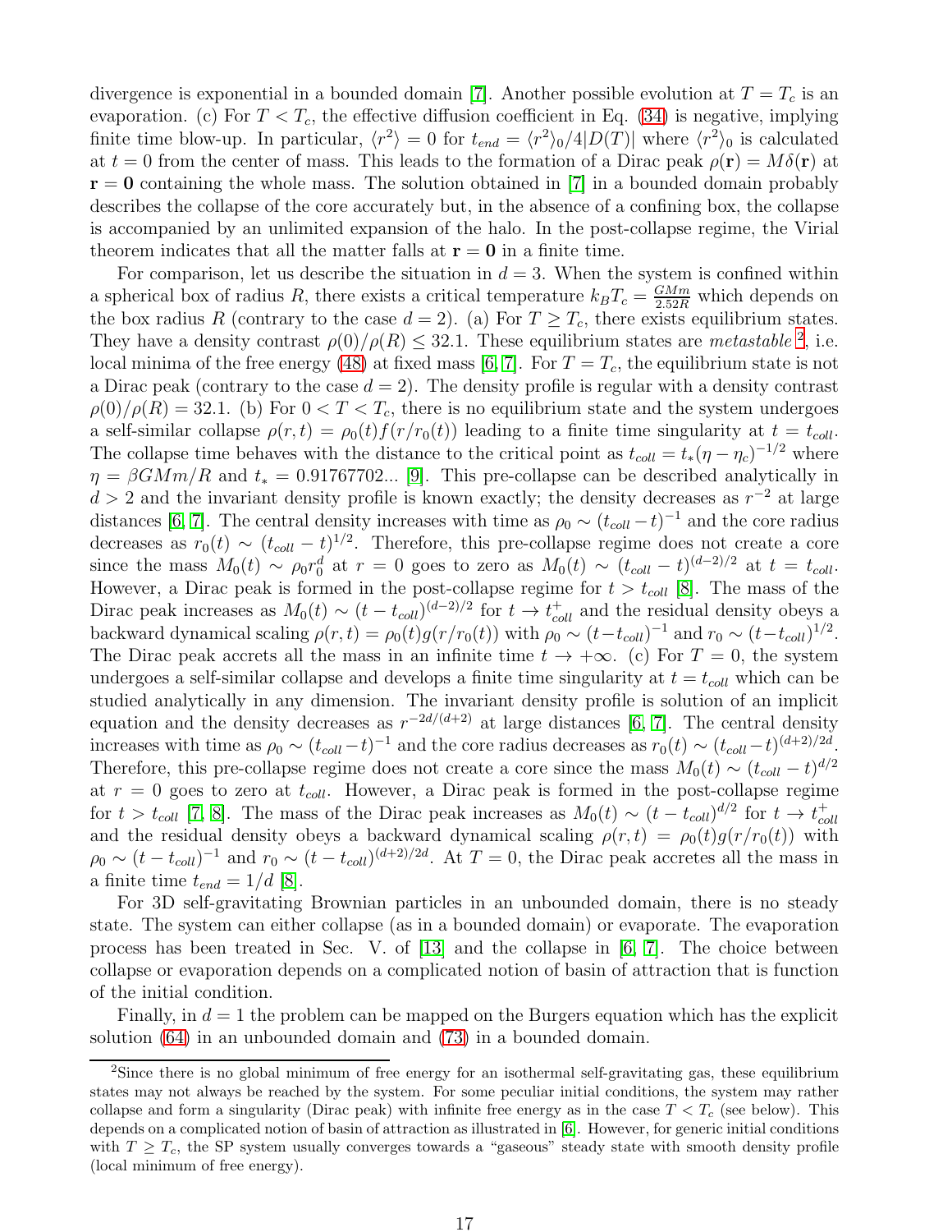divergence is exponential in a bounded domain [7]. Another possible evolution at $T = T_c$ is an evaporation. (c) For $T < T_c$, the effective diffusion coefficient in Eq. (34) is negative, implying finite time blow-up. In particular, $\langle r^2 \rangle = 0$ for $t_{end} = \langle r^2 \rangle_0 / 4|D(T)|$ where $\langle r^2 \rangle_0$ is calculated at $t = 0$ from the center of mass. This leads to the formation of a Dirac peak $\rho(\mathbf{r}) = M\delta(\mathbf{r})$ at $\mathbf{r} = \mathbf{0}$ containing the whole mass. The solution obtained in [7] in a bounded domain probably describes the collapse of the core accurately but, in the absence of a confining box, the collapse is accompanied by an unlimited expansion of the halo. In the post-collapse regime, the Virial theorem indicates that all the matter falls at $\mathbf{r} = \mathbf{0}$ in a finite time.

For comparison, let us describe the situation in $d = 3$. When the system is confined within a spherical box of radius $R$, there exists a critical temperature $k_B T_c = \frac{GMm}{2.52R}$ which depends on the box radius $R$ (contrary to the case $d = 2$). (a) For $T \geq T_c$, there exists equilibrium states. They have a density contrast $\rho(0)/\rho(R) \leq 32.1$. These equilibrium states are *metastable* [2], i.e. local minima of the free energy (48) at fixed mass [6, 7]. For $T = T_c$, the equilibrium state is not a Dirac peak (contrary to the case $d = 2$). The density profile is regular with a density contrast $\rho(0)/\rho(R) = 32.1$. (b) For $0 < T < T_c$, there is no equilibrium state and the system undergoes a self-similar collapse $\rho(r,t) = \rho_0(t) f(r/r_0(t))$ leading to a finite time singularity at $t = t_{coll}$. The collapse time behaves with the distance to the critical point as $t_{coll} = t_*(\eta - \eta_c)^{-1/2}$ where $\eta = \beta GMm/R$ and $t_* = 0.91767702...$ [9]. This pre-collapse can be described analytically in $d > 2$ and the invariant density profile is known exactly; the density decreases as $r^{-2}$ at large distances [6, 7]. The central density increases with time as $\rho_0 \sim (t_{coll} - t)^{-1}$ and the core radius decreases as $r_0(t) \sim (t_{coll} - t)^{1/2}$. Therefore, this pre-collapse regime does not create a core since the mass $M_0(t) \sim \rho_0 r_0^d$ at $r = 0$ goes to zero as $M_0(t) \sim (t_{coll} - t)^{(d-2)/2}$ at $t = t_{coll}$. However, a Dirac peak is formed in the post-collapse regime for $t > t_{coll}$ [8]. The mass of the Dirac peak increases as $M_0(t) \sim (t - t_{coll})^{(d-2)/2}$ for $t \to t_{coll}^+$ and the residual density obeys a backward dynamical scaling $\rho(r,t) = \rho_0(t) g(r/r_0(t))$ with $\rho_0 \sim (t - t_{coll})^{-1}$ and $r_0 \sim (t - t_{coll})^{1/2}$. The Dirac peak accrets all the mass in an infinite time $t \to +\infty$. (c) For $T = 0$, the system undergoes a self-similar collapse and develops a finite time singularity at $t = t_{coll}$ which can be studied analytically in any dimension. The invariant density profile is solution of an implicit equation and the density decreases as $r^{-2d/(d+2)}$ at large distances [6, 7]. The central density increases with time as $\rho_0 \sim (t_{coll} - t)^{-1}$ and the core radius decreases as $r_0(t) \sim (t_{coll} - t)^{(d+2)/2d}$. Therefore, this pre-collapse regime does not create a core since the mass $M_0(t) \sim (t_{coll} - t)^{d/2}$ at $r = 0$ goes to zero at $t_{coll}$. However, a Dirac peak is formed in the post-collapse regime for $t > t_{coll}$ [7, 8]. The mass of the Dirac peak increases as $M_0(t) \sim (t - t_{coll})^{d/2}$ for $t \to t_{coll}^+$ and the residual density obeys a backward dynamical scaling $\rho(r,t) = \rho_0(t) g(r/r_0(t))$ with $\rho_0 \sim (t - t_{coll})^{-1}$ and $r_0 \sim (t - t_{coll})^{(d+2)/2d}$. At $T = 0$, the Dirac peak accretes all the mass in a finite time $t_{end} = 1/d$ [8].

For 3D self-gravitating Brownian particles in an unbounded domain, there is no steady state. The system can either collapse (as in a bounded domain) or evaporate. The evaporation process has been treated in Sec. V. of [13] and the collapse in [6, 7]. The choice between collapse or evaporation depends on a complicated notion of basin of attraction that is function of the initial condition.

Finally, in $d = 1$ the problem can be mapped on the Burgers equation which has the explicit solution (64) in an unbounded domain and (73) in a bounded domain.

---

[2] Since there is no global minimum of free energy for an isothermal self-gravitating gas, these equilibrium states may not always be reached by the system. For some peculiar initial conditions, the system may rather collapse and form a singularity (Dirac peak) with infinite free energy as in the case $T < T_c$ (see below). This depends on a complicated notion of basin of attraction as illustrated in [6]. However, for generic initial conditions with $T \geq T_c$, the SP system usually converges towards a "gaseous" steady state with smooth density profile (local minimum of free energy).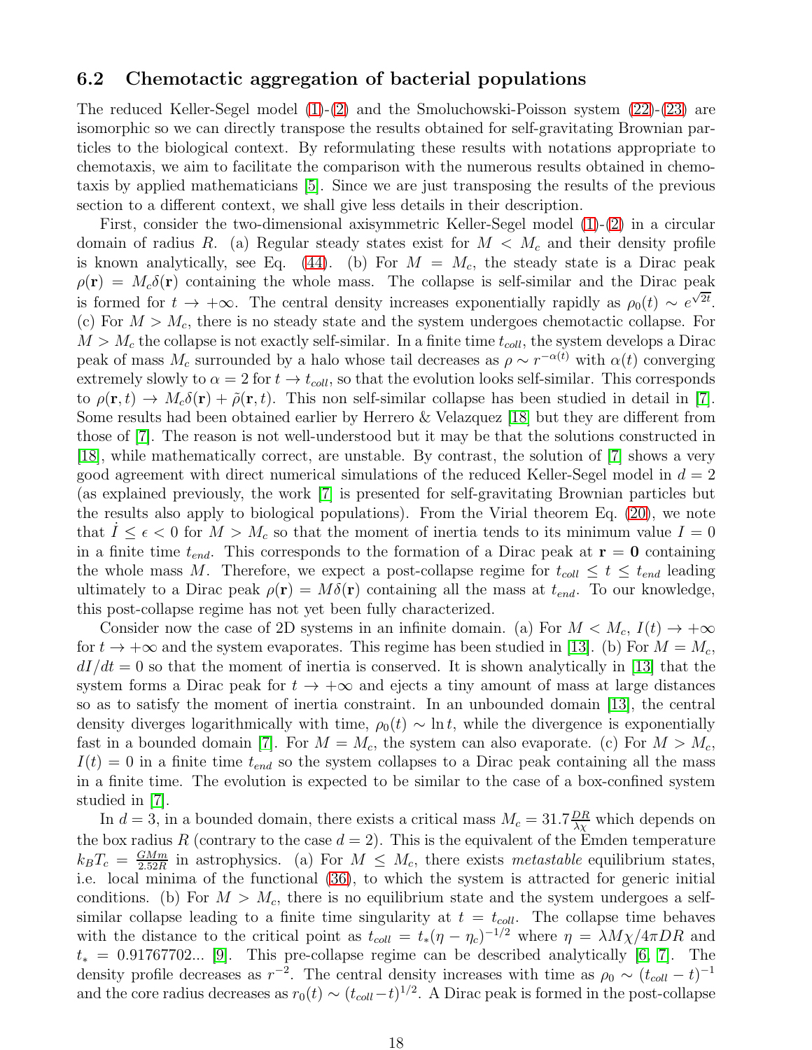### 6.2 Chemotactic aggregation of bacterial populations

The reduced Keller-Segel model (1)-(2) and the Smoluchowski-Poisson system (22)-(23) are isomorphic so we can directly transpose the results obtained for self-gravitating Brownian particles to the biological context. By reformulating these results with notations appropriate to chemotaxis, we aim to facilitate the comparison with the numerous results obtained in chemotaxis by applied mathematicians [5]. Since we are just transposing the results of the previous section to a different context, we shall give less details in their description.

First, consider the two-dimensional axisymmetric Keller-Segel model (1)-(2) in a circular domain of radius $R$. (a) Regular steady states exist for $M < M_c$ and their density profile is known analytically, see Eq. (44). (b) For $M = M_c$, the steady state is a Dirac peak $\rho(\mathbf{r}) = M_c\delta(\mathbf{r})$ containing the whole mass. The collapse is self-similar and the Dirac peak is formed for $t \to +\infty$. The central density increases exponentially rapidly as $\rho_0(t) \sim e^{\sqrt{2t}}$. (c) For $M > M_c$, there is no steady state and the system undergoes chemotactic collapse. For $M > M_c$ the collapse is not exactly self-similar. In a finite time $t_{coll}$, the system develops a Dirac peak of mass $M_c$ surrounded by a halo whose tail decreases as $\rho \sim r^{-\alpha(t)}$ with $\alpha(t)$ converging extremely slowly to $\alpha = 2$ for $t \to t_{coll}$, so that the evolution looks self-similar. This corresponds to $\rho(\mathbf{r}, t) \to M_c\delta(\mathbf{r}) + \tilde{\rho}(\mathbf{r}, t)$. This non self-similar collapse has been studied in detail in [7]. Some results had been obtained earlier by Herrero & Velazquez [18] but they are different from those of [7]. The reason is not well-understood but it may be that the solutions constructed in [18], while mathematically correct, are unstable. By contrast, the solution of [7] shows a very good agreement with direct numerical simulations of the reduced Keller-Segel model in $d = 2$ (as explained previously, the work [7] is presented for self-gravitating Brownian particles but the results also apply to biological populations). From the Virial theorem Eq. (20), we note that $\dot{I} \leq \epsilon < 0$ for $M > M_c$ so that the moment of inertia tends to its minimum value $I = 0$ in a finite time $t_{end}$. This corresponds to the formation of a Dirac peak at $\mathbf{r} = \mathbf{0}$ containing the whole mass $M$. Therefore, we expect a post-collapse regime for $t_{coll} \leq t \leq t_{end}$ leading ultimately to a Dirac peak $\rho(\mathbf{r}) = M\delta(\mathbf{r})$ containing all the mass at $t_{end}$. To our knowledge, this post-collapse regime has not yet been fully characterized.

Consider now the case of 2D systems in an infinite domain. (a) For $M < M_c$, $I(t) \to +\infty$ for $t \to +\infty$ and the system evaporates. This regime has been studied in [13]. (b) For $M = M_c$, $dI/dt = 0$ so that the moment of inertia is conserved. It is shown analytically in [13] that the system forms a Dirac peak for $t \to +\infty$ and ejects a tiny amount of mass at large distances so as to satisfy the moment of inertia constraint. In an unbounded domain [13], the central density diverges logarithmically with time, $\rho_0(t) \sim \ln t$, while the divergence is exponentially fast in a bounded domain [7]. For $M = M_c$, the system can also evaporate. (c) For $M > M_c$, $I(t) = 0$ in a finite time $t_{end}$ so the system collapses to a Dirac peak containing all the mass in a finite time. The evolution is expected to be similar to the case of a box-confined system studied in [7].

In $d = 3$, in a bounded domain, there exists a critical mass $M_c = 31.7\frac{DR}{\lambda\chi}$ which depends on the box radius $R$ (contrary to the case $d = 2$). This is the equivalent of the Emden temperature $k_B T_c = \frac{GMm}{2.52R}$ in astrophysics. (a) For $M \leq M_c$, there exists *metastable* equilibrium states, i.e. local minima of the functional (36), to which the system is attracted for generic initial conditions. (b) For $M > M_c$, there is no equilibrium state and the system undergoes a self-similar collapse leading to a finite time singularity at $t = t_{coll}$. The collapse time behaves with the distance to the critical point as $t_{coll} = t_*(\eta - \eta_c)^{-1/2}$ where $\eta = \lambda M\chi/4\pi DR$ and $t_* = 0.91767702...$ [9]. This pre-collapse regime can be described analytically [6, 7]. The density profile decreases as $r^{-2}$. The central density increases with time as $\rho_0 \sim (t_{coll} - t)^{-1}$ and the core radius decreases as $r_0(t) \sim (t_{coll} - t)^{1/2}$. A Dirac peak is formed in the post-collapse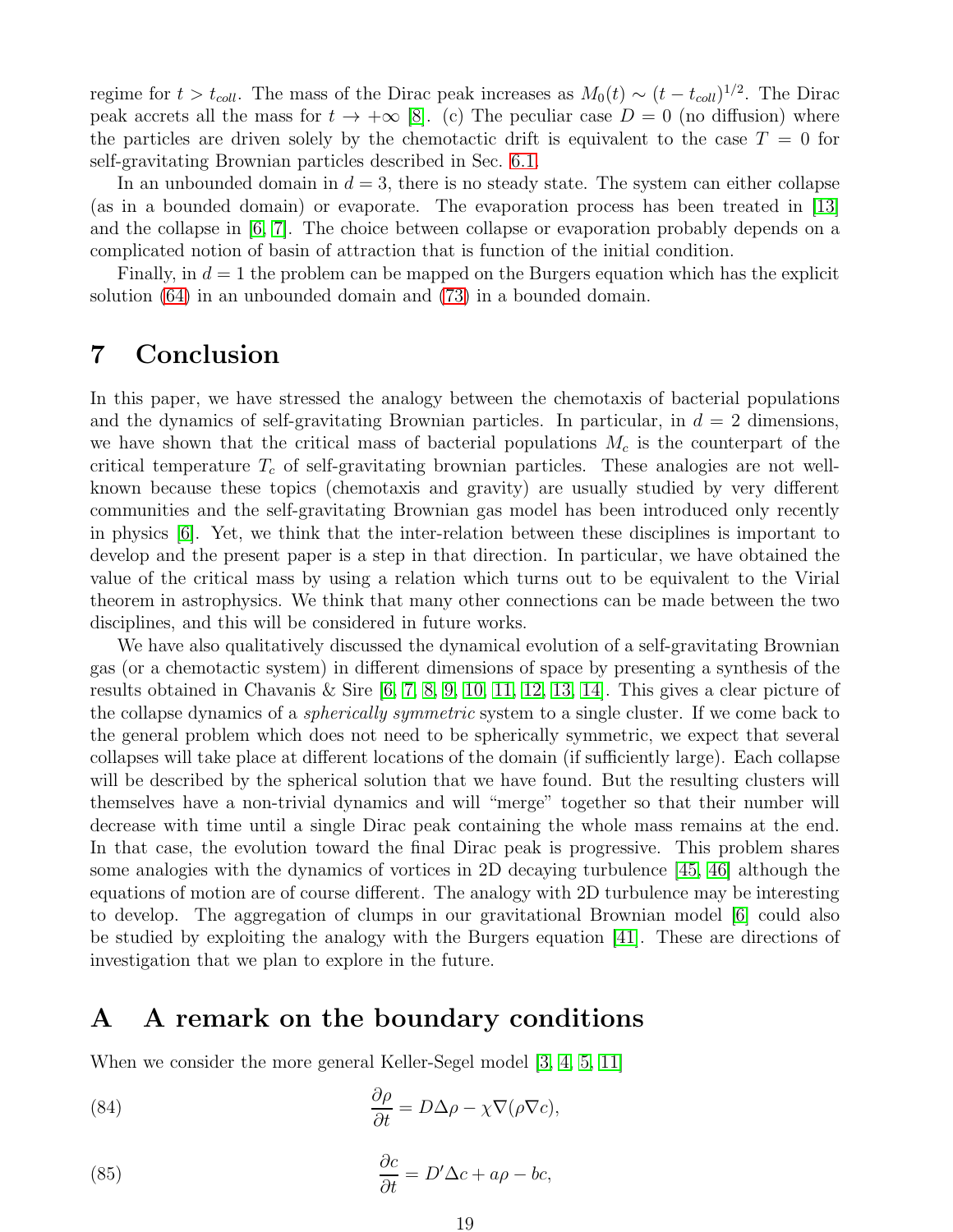regime for $t > t_{coll}$. The mass of the Dirac peak increases as $M_0(t) \sim (t - t_{coll})^{1/2}$. The Dirac peak accrets all the mass for $t \to +\infty$ [8]. (c) The peculiar case $D = 0$ (no diffusion) where the particles are driven solely by the chemotactic drift is equivalent to the case $T = 0$ for self-gravitating Brownian particles described in Sec. 6.1.

In an unbounded domain in $d = 3$, there is no steady state. The system can either collapse (as in a bounded domain) or evaporate. The evaporation process has been treated in [13] and the collapse in [6, 7]. The choice between collapse or evaporation probably depends on a complicated notion of basin of attraction that is function of the initial condition.

Finally, in $d = 1$ the problem can be mapped on the Burgers equation which has the explicit solution (64) in an unbounded domain and (73) in a bounded domain.

# 7 Conclusion

In this paper, we have stressed the analogy between the chemotaxis of bacterial populations and the dynamics of self-gravitating Brownian particles. In particular, in $d = 2$ dimensions, we have shown that the critical mass of bacterial populations $M_c$ is the counterpart of the critical temperature $T_c$ of self-gravitating brownian particles. These analogies are not well-known because these topics (chemotaxis and gravity) are usually studied by very different communities and the self-gravitating Brownian gas model has been introduced only recently in physics [6]. Yet, we think that the inter-relation between these disciplines is important to develop and the present paper is a step in that direction. In particular, we have obtained the value of the critical mass by using a relation which turns out to be equivalent to the Virial theorem in astrophysics. We think that many other connections can be made between the two disciplines, and this will be considered in future works.

We have also qualitatively discussed the dynamical evolution of a self-gravitating Brownian gas (or a chemotactic system) in different dimensions of space by presenting a synthesis of the results obtained in Chavanis & Sire [6, 7, 8, 9, 10, 11, 12, 13, 14]. This gives a clear picture of the collapse dynamics of a *spherically symmetric* system to a single cluster. If we come back to the general problem which does not need to be spherically symmetric, we expect that several collapses will take place at different locations of the domain (if sufficiently large). Each collapse will be described by the spherical solution that we have found. But the resulting clusters will themselves have a non-trivial dynamics and will "merge" together so that their number will decrease with time until a single Dirac peak containing the whole mass remains at the end. In that case, the evolution toward the final Dirac peak is progressive. This problem shares some analogies with the dynamics of vortices in 2D decaying turbulence [45, 46] although the equations of motion are of course different. The analogy with 2D turbulence may be interesting to develop. The aggregation of clumps in our gravitational Brownian model [6] could also be studied by exploiting the analogy with the Burgers equation [41]. These are directions of investigation that we plan to explore in the future.

# A A remark on the boundary conditions

When we consider the more general Keller-Segel model [3, 4, 5, 11]

$$\frac{\partial \rho}{\partial t} = D\Delta\rho - \chi\nabla(\rho\nabla c), \tag{84}$$

$$\frac{\partial c}{\partial t} = D'\Delta c + a\rho - bc, \tag{85}$$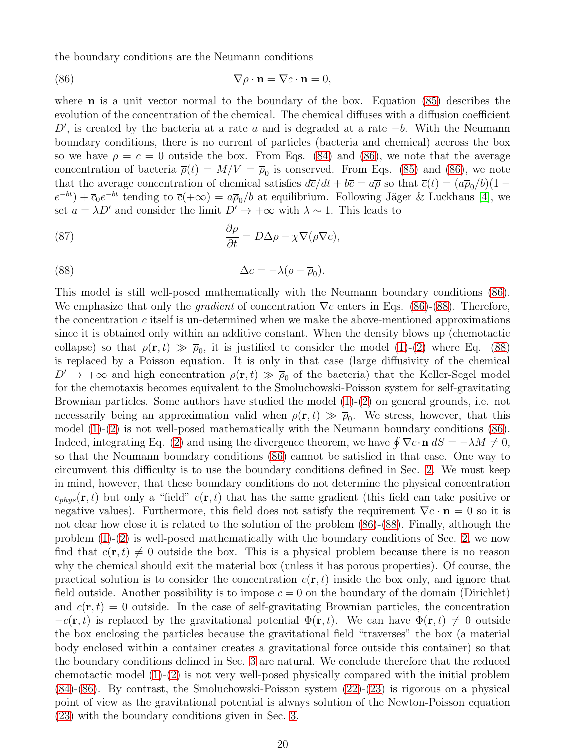the boundary conditions are the Neumann conditions

$$\nabla\rho\cdot\mathbf{n}=\nabla c\cdot\mathbf{n}=0, \tag{86}$$

where $\mathbf{n}$ is a unit vector normal to the boundary of the box. Equation (85) describes the evolution of the concentration of the chemical. The chemical diffuses with a diffusion coefficient $D'$, is created by the bacteria at a rate $a$ and is degraded at a rate $-b$. With the Neumann boundary conditions, there is no current of particles (bacteria and chemical) accross the box so we have $\rho=c=0$ outside the box. From Eqs. (84) and (86), we note that the average concentration of bacteria $\overline{\rho}(t)=M/V=\overline{\rho}_0$ is conserved. From Eqs. (85) and (86), we note that the average concentration of chemical satisfies $d\overline{c}/dt+b\overline{c}=a\overline{\rho}$ so that $\overline{c}(t)=(a\overline{\rho}_0/b)(1-e^{-bt})+\overline{c}_0e^{-bt}$ tending to $\overline{c}(+\infty)=a\overline{\rho}_0/b$ at equilibrium. Following Jäger & Luckhaus [4], we set $a=\lambda D'$ and consider the limit $D'\rightarrow+\infty$ with $\lambda\sim 1$. This leads to

$$\frac{\partial\rho}{\partial t}=D\Delta\rho-\chi\nabla(\rho\nabla c), \tag{87}$$

$$\Delta c=-\lambda(\rho-\overline{\rho}_0). \tag{88}$$

This model is still well-posed mathematically with the Neumann boundary conditions (86). We emphasize that only the *gradient* of concentration $\nabla c$ enters in Eqs. (86)-(88). Therefore, the concentration $c$ itself is un-determined when we make the above-mentioned approximations since it is obtained only within an additive constant. When the density blows up (chemotactic collapse) so that $\rho(\mathbf{r},t)\gg\overline{\rho}_0$, it is justified to consider the model (1)-(2) where Eq. (88) is replaced by a Poisson equation. It is only in that case (large diffusivity of the chemical $D'\rightarrow+\infty$ and high concentration $\rho(\mathbf{r},t)\gg\overline{\rho}_0$ of the bacteria) that the Keller-Segel model for the chemotaxis becomes equivalent to the Smoluchowski-Poisson system for self-gravitating Brownian particles. Some authors have studied the model (1)-(2) on general grounds, i.e. not necessarily being an approximation valid when $\rho(\mathbf{r},t)\gg\overline{\rho}_0$. We stress, however, that this model (1)-(2) is not well-posed mathematically with the Neumann boundary conditions (86). Indeed, integrating Eq. (2) and using the divergence theorem, we have $\oint\nabla c\cdot\mathbf{n}\,dS=-\lambda M\neq 0$, so that the Neumann boundary conditions (86) cannot be satisfied in that case. One way to circumvent this difficulty is to use the boundary conditions defined in Sec. 2. We must keep in mind, however, that these boundary conditions do not determine the physical concentration $c_{phys}(\mathbf{r},t)$ but only a "field" $c(\mathbf{r},t)$ that has the same gradient (this field can take positive or negative values). Furthermore, this field does not satisfy the requirement $\nabla c\cdot\mathbf{n}=0$ so it is not clear how close it is related to the solution of the problem (86)-(88). Finally, although the problem (1)-(2) is well-posed mathematically with the boundary conditions of Sec. 2, we now find that $c(\mathbf{r},t)\neq 0$ outside the box. This is a physical problem because there is no reason why the chemical should exit the material box (unless it has porous properties). Of course, the practical solution is to consider the concentration $c(\mathbf{r},t)$ inside the box only, and ignore that field outside. Another possibility is to impose $c=0$ on the boundary of the domain (Dirichlet) and $c(\mathbf{r},t)=0$ outside. In the case of self-gravitating Brownian particles, the concentration $-c(\mathbf{r},t)$ is replaced by the gravitational potential $\Phi(\mathbf{r},t)$. We can have $\Phi(\mathbf{r},t)\neq 0$ outside the box enclosing the particles because the gravitational field "traverses" the box (a material body enclosed within a container creates a gravitational force outside this container) so that the boundary conditions defined in Sec. 3 are natural. We conclude therefore that the reduced chemotactic model (1)-(2) is not very well-posed physically compared with the initial problem (84)-(86). By contrast, the Smoluchowski-Poisson system (22)-(23) is rigorous on a physical point of view as the gravitational potential is always solution of the Newton-Poisson equation (23) with the boundary conditions given in Sec. 3.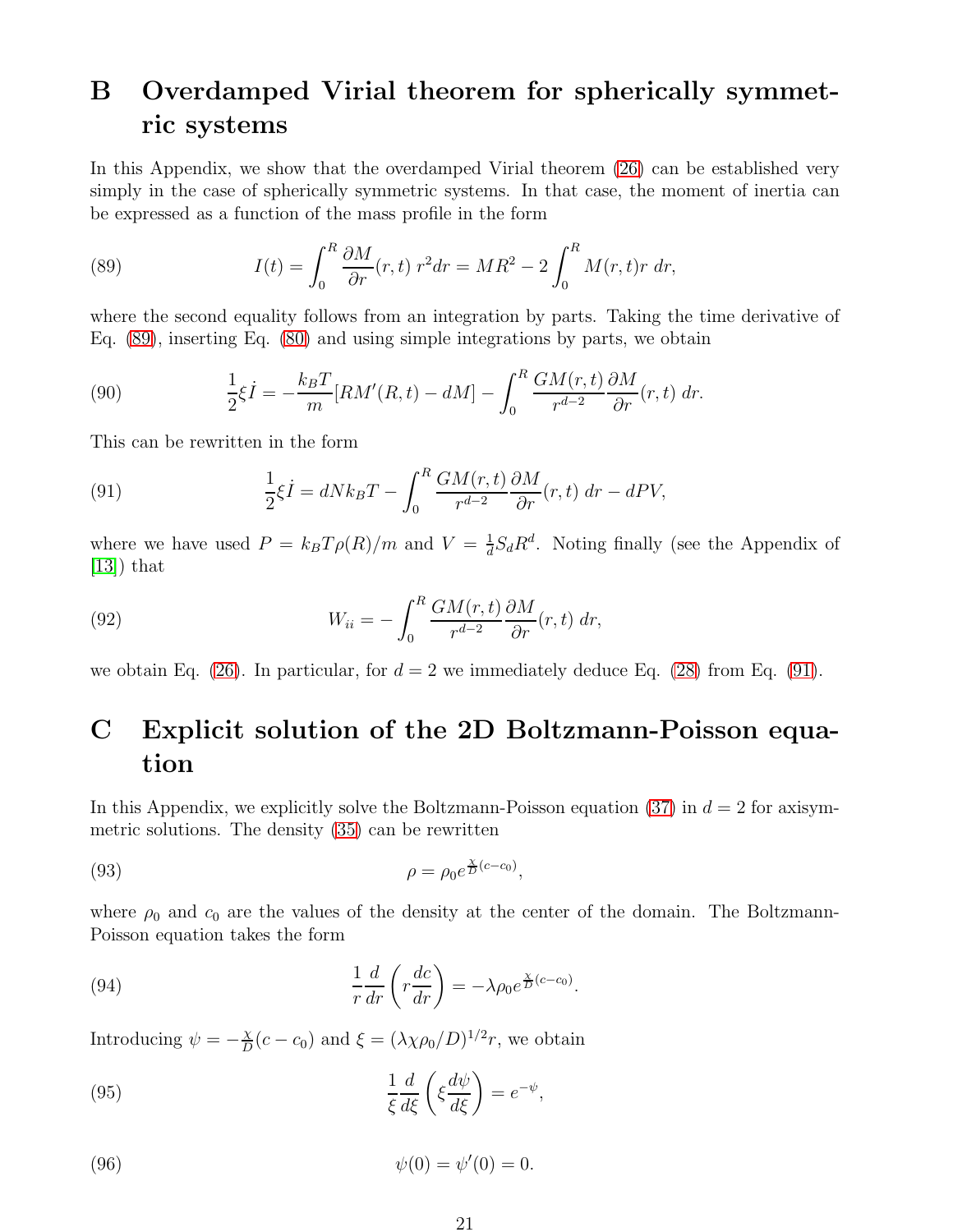# B Overdamped Virial theorem for spherically symmetric systems

In this Appendix, we show that the overdamped Virial theorem (26) can be established very simply in the case of spherically symmetric systems. In that case, the moment of inertia can be expressed as a function of the mass profile in the form

$$I(t) = \int_0^R \frac{\partial M}{\partial r}(r,t)\, r^2 dr = MR^2 - 2\int_0^R M(r,t) r\, dr, \tag{89}$$

where the second equality follows from an integration by parts. Taking the time derivative of Eq. (89), inserting Eq. (80) and using simple integrations by parts, we obtain

$$\frac{1}{2}\xi \dot{I} = -\frac{k_B T}{m}[RM'(R,t) - dM] - \int_0^R \frac{GM(r,t)}{r^{d-2}} \frac{\partial M}{\partial r}(r,t)\, dr. \tag{90}$$

This can be rewritten in the form

$$\frac{1}{2}\xi \dot{I} = dNk_B T - \int_0^R \frac{GM(r,t)}{r^{d-2}} \frac{\partial M}{\partial r}(r,t)\, dr - dPV, \tag{91}$$

where we have used $P = k_B T \rho(R)/m$ and $V = \frac{1}{d}S_d R^d$. Noting finally (see the Appendix of [13]) that

$$W_{ii} = -\int_0^R \frac{GM(r,t)}{r^{d-2}} \frac{\partial M}{\partial r}(r,t)\, dr, \tag{92}$$

we obtain Eq. (26). In particular, for $d = 2$ we immediately deduce Eq. (28) from Eq. (91).

# C Explicit solution of the 2D Boltzmann-Poisson equation

In this Appendix, we explicitly solve the Boltzmann-Poisson equation (37) in $d = 2$ for axisymmetric solutions. The density (35) can be rewritten

$$\rho = \rho_0 e^{\frac{\chi}{D}(c-c_0)}, \tag{93}$$

where $\rho_0$ and $c_0$ are the values of the density at the center of the domain. The Boltzmann-Poisson equation takes the form

$$\frac{1}{r}\frac{d}{dr}\left(r\frac{dc}{dr}\right) = -\lambda\rho_0 e^{\frac{\chi}{D}(c-c_0)}. \tag{94}$$

Introducing $\psi = -\frac{\chi}{D}(c - c_0)$ and $\xi = (\lambda\chi\rho_0/D)^{1/2} r$, we obtain

$$\frac{1}{\xi}\frac{d}{d\xi}\left(\xi\frac{d\psi}{d\xi}\right) = e^{-\psi}, \tag{95}$$

$$\psi(0) = \psi'(0) = 0. \tag{96}$$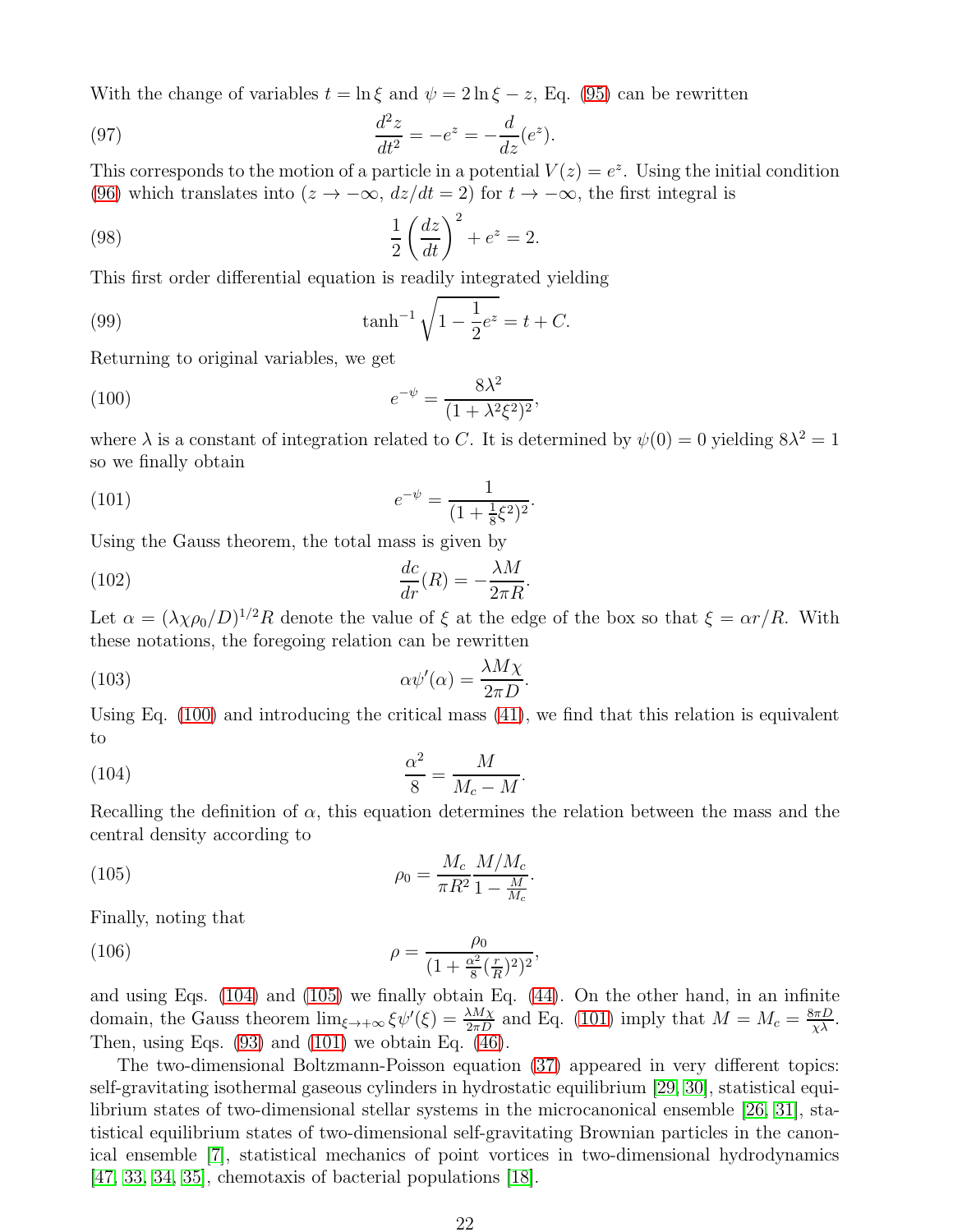With the change of variables $t = \ln \xi$ and $\psi = 2\ln\xi - z$, Eq. (95) can be rewritten

$$\frac{d^2 z}{dt^2} = -e^z = -\frac{d}{dz}(e^z). \tag{97}$$

This corresponds to the motion of a particle in a potential $V(z) = e^z$. Using the initial condition (96) which translates into ($z \to -\infty$, $dz/dt = 2$) for $t \to -\infty$, the first integral is

$$\frac{1}{2}\left(\frac{dz}{dt}\right)^2 + e^z = 2. \tag{98}$$

This first order differential equation is readily integrated yielding

$$\tanh^{-1}\sqrt{1 - \frac{1}{2}e^z} = t + C. \tag{99}$$

Returning to original variables, we get

$$e^{-\psi} = \frac{8\lambda^2}{(1 + \lambda^2\xi^2)^2}, \tag{100}$$

where $\lambda$ is a constant of integration related to $C$. It is determined by $\psi(0) = 0$ yielding $8\lambda^2 = 1$ so we finally obtain

$$e^{-\psi} = \frac{1}{(1 + \frac{1}{8}\xi^2)^2}. \tag{101}$$

Using the Gauss theorem, the total mass is given by

$$\frac{dc}{dr}(R) = -\frac{\lambda M}{2\pi R}. \tag{102}$$

Let $\alpha = (\lambda\chi\rho_0/D)^{1/2}R$ denote the value of $\xi$ at the edge of the box so that $\xi = \alpha r/R$. With these notations, the foregoing relation can be rewritten

$$\alpha\psi'(\alpha) = \frac{\lambda M\chi}{2\pi D}. \tag{103}$$

Using Eq. (100) and introducing the critical mass (41), we find that this relation is equivalent to

$$\frac{\alpha^2}{8} = \frac{M}{M_c - M}. \tag{104}$$

Recalling the definition of $\alpha$, this equation determines the relation between the mass and the central density according to

$$\rho_0 = \frac{M_c}{\pi R^2}\frac{M/M_c}{1 - \frac{M}{M_c}}. \tag{105}$$

Finally, noting that

$$\rho = \frac{\rho_0}{(1 + \frac{\alpha^2}{8}(\frac{r}{R})^2)^2}, \tag{106}$$

and using Eqs. (104) and (105) we finally obtain Eq. (44). On the other hand, in an infinite domain, the Gauss theorem $\lim_{\xi\to+\infty}\xi\psi'(\xi) = \frac{\lambda M\chi}{2\pi D}$ and Eq. (101) imply that $M = M_c = \frac{8\pi D}{\chi\lambda}$. Then, using Eqs. (93) and (101) we obtain Eq. (46).

The two-dimensional Boltzmann-Poisson equation (37) appeared in very different topics: self-gravitating isothermal gaseous cylinders in hydrostatic equilibrium [29, 30], statistical equilibrium states of two-dimensional stellar systems in the microcanonical ensemble [26, 31], statistical equilibrium states of two-dimensional self-gravitating Brownian particles in the canonical ensemble [7], statistical mechanics of point vortices in two-dimensional hydrodynamics [47, 33, 34, 35], chemotaxis of bacterial populations [18].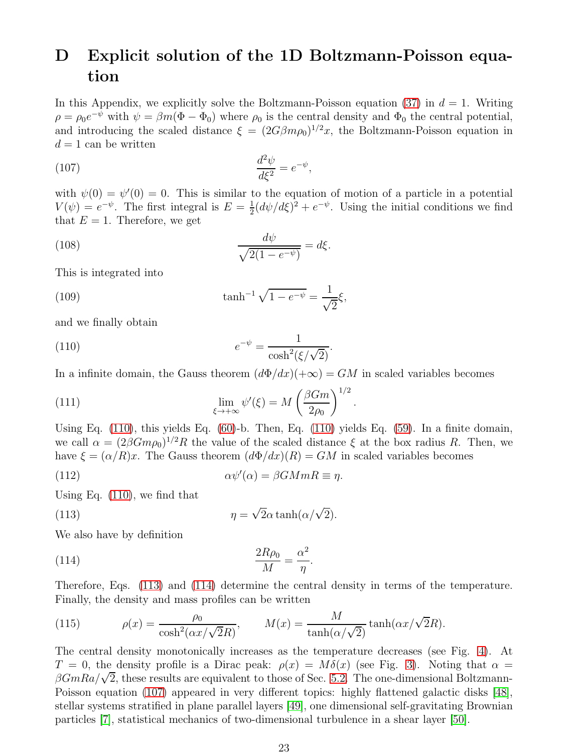# D Explicit solution of the 1D Boltzmann-Poisson equation

In this Appendix, we explicitly solve the Boltzmann-Poisson equation (37) in $d = 1$. Writing $\rho = \rho_0 e^{-\psi}$ with $\psi = \beta m(\Phi - \Phi_0)$ where $\rho_0$ is the central density and $\Phi_0$ the central potential, and introducing the scaled distance $\xi = (2G\beta m\rho_0)^{1/2} x$, the Boltzmann-Poisson equation in $d = 1$ can be written

$$\frac{d^2\psi}{d\xi^2} = e^{-\psi}, \tag{107}$$

with $\psi(0) = \psi'(0) = 0$. This is similar to the equation of motion of a particle in a potential $V(\psi) = e^{-\psi}$. The first integral is $E = \frac{1}{2}(d\psi/d\xi)^2 + e^{-\psi}$. Using the initial conditions we find that $E = 1$. Therefore, we get

$$\frac{d\psi}{\sqrt{2(1 - e^{-\psi})}} = d\xi. \tag{108}$$

This is integrated into

$$\tanh^{-1}\sqrt{1 - e^{-\psi}} = \frac{1}{\sqrt{2}}\xi, \tag{109}$$

and we finally obtain

$$e^{-\psi} = \frac{1}{\cosh^2(\xi/\sqrt{2})}. \tag{110}$$

In a infinite domain, the Gauss theorem $(d\Phi/dx)(+\infty) = GM$ in scaled variables becomes

$$\lim_{\xi\to+\infty} \psi'(\xi) = M\left(\frac{\beta G m}{2\rho_0}\right)^{1/2}. \tag{111}$$

Using Eq. (110), this yields Eq. (60)-b. Then, Eq. (110) yields Eq. (59). In a finite domain, we call $\alpha = (2\beta G m \rho_0)^{1/2} R$ the value of the scaled distance $\xi$ at the box radius $R$. Then, we have $\xi = (\alpha/R)x$. The Gauss theorem $(d\Phi/dx)(R) = GM$ in scaled variables becomes

$$\alpha\psi'(\alpha) = \beta G M m R \equiv \eta. \tag{112}$$

Using Eq. (110), we find that

$$\eta = \sqrt{2}\alpha \tanh(\alpha/\sqrt{2}). \tag{113}$$

We also have by definition

$$\frac{2R\rho_0}{M} = \frac{\alpha^2}{\eta}. \tag{114}$$

Therefore, Eqs. (113) and (114) determine the central density in terms of the temperature. Finally, the density and mass profiles can be written

$$\rho(x) = \frac{\rho_0}{\cosh^2(\alpha x/\sqrt{2}R)}, \qquad M(x) = \frac{M}{\tanh(\alpha/\sqrt{2})}\tanh(\alpha x/\sqrt{2}R). \tag{115}$$

The central density monotonically increases as the temperature decreases (see Fig. 4). At $T = 0$, the density profile is a Dirac peak: $\rho(x) = M\delta(x)$ (see Fig. 3). Noting that $\alpha = \beta G m R a/\sqrt{2}$, these results are equivalent to those of Sec. 5.2. The one-dimensional Boltzmann-Poisson equation (107) appeared in very different topics: highly flattened galactic disks [48], stellar systems stratified in plane parallel layers [49], one dimensional self-gravitating Brownian particles [7], statistical mechanics of two-dimensional turbulence in a shear layer [50].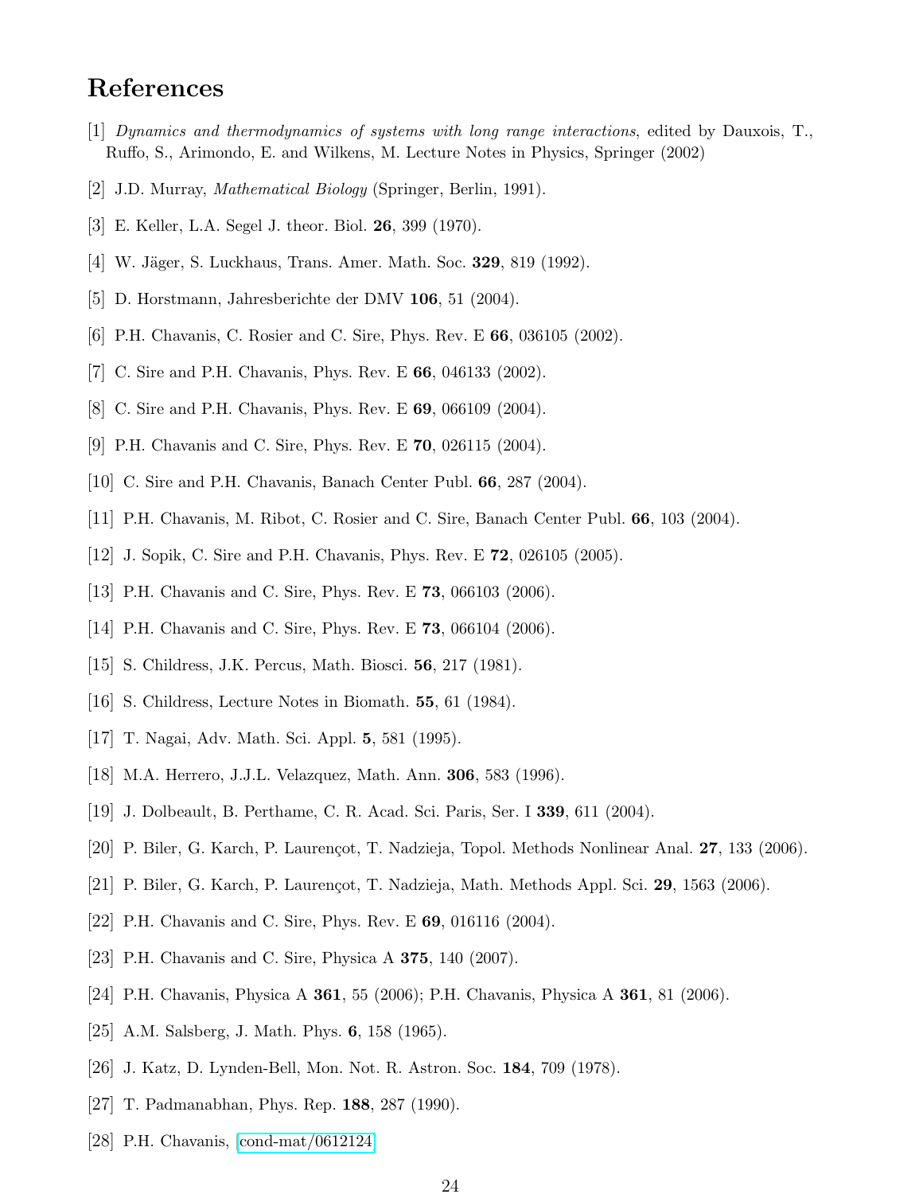# References

[1] *Dynamics and thermodynamics of systems with long range interactions*, edited by Dauxois, T., Ruffo, S., Arimondo, E. and Wilkens, M. Lecture Notes in Physics, Springer (2002)

[2] J.D. Murray, *Mathematical Biology* (Springer, Berlin, 1991).

[3] E. Keller, L.A. Segel J. theor. Biol. **26**, 399 (1970).

[4] W. Jäger, S. Luckhaus, Trans. Amer. Math. Soc. **329**, 819 (1992).

[5] D. Horstmann, Jahresberichte der DMV **106**, 51 (2004).

[6] P.H. Chavanis, C. Rosier and C. Sire, Phys. Rev. E **66**, 036105 (2002).

[7] C. Sire and P.H. Chavanis, Phys. Rev. E **66**, 046133 (2002).

[8] C. Sire and P.H. Chavanis, Phys. Rev. E **69**, 066109 (2004).

[9] P.H. Chavanis and C. Sire, Phys. Rev. E **70**, 026115 (2004).

[10] C. Sire and P.H. Chavanis, Banach Center Publ. **66**, 287 (2004).

[11] P.H. Chavanis, M. Ribot, C. Rosier and C. Sire, Banach Center Publ. **66**, 103 (2004).

[12] J. Sopik, C. Sire and P.H. Chavanis, Phys. Rev. E **72**, 026105 (2005).

[13] P.H. Chavanis and C. Sire, Phys. Rev. E **73**, 066103 (2006).

[14] P.H. Chavanis and C. Sire, Phys. Rev. E **73**, 066104 (2006).

[15] S. Childress, J.K. Percus, Math. Biosci. **56**, 217 (1981).

[16] S. Childress, Lecture Notes in Biomath. **55**, 61 (1984).

[17] T. Nagai, Adv. Math. Sci. Appl. **5**, 581 (1995).

[18] M.A. Herrero, J.J.L. Velazquez, Math. Ann. **306**, 583 (1996).

[19] J. Dolbeault, B. Perthame, C. R. Acad. Sci. Paris, Ser. I **339**, 611 (2004).

[20] P. Biler, G. Karch, P. Laurençot, T. Nadzieja, Topol. Methods Nonlinear Anal. **27**, 133 (2006).

[21] P. Biler, G. Karch, P. Laurençot, T. Nadzieja, Math. Methods Appl. Sci. **29**, 1563 (2006).

[22] P.H. Chavanis and C. Sire, Phys. Rev. E **69**, 016116 (2004).

[23] P.H. Chavanis and C. Sire, Physica A **375**, 140 (2007).

[24] P.H. Chavanis, Physica A **361**, 55 (2006); P.H. Chavanis, Physica A **361**, 81 (2006).

[25] A.M. Salsberg, J. Math. Phys. **6**, 158 (1965).

[26] J. Katz, D. Lynden-Bell, Mon. Not. R. Astron. Soc. **184**, 709 (1978).

[27] T. Padmanabhan, Phys. Rep. **188**, 287 (1990).

[28] P.H. Chavanis, cond-mat/0612124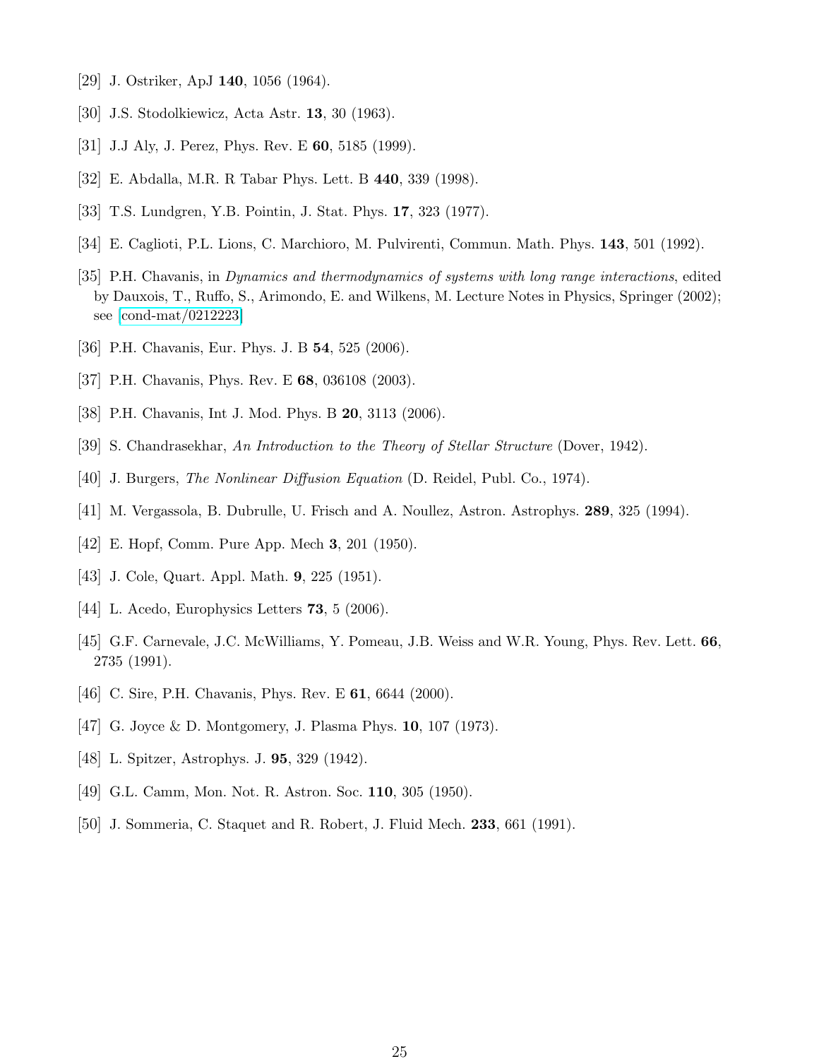[29] J. Ostriker, ApJ **140**, 1056 (1964).

[30] J.S. Stodolkiewicz, Acta Astr. **13**, 30 (1963).

[31] J.J Aly, J. Perez, Phys. Rev. E **60**, 5185 (1999).

[32] E. Abdalla, M.R. R Tabar Phys. Lett. B **440**, 339 (1998).

[33] T.S. Lundgren, Y.B. Pointin, J. Stat. Phys. **17**, 323 (1977).

[34] E. Caglioti, P.L. Lions, C. Marchioro, M. Pulvirenti, Commun. Math. Phys. **143**, 501 (1992).

[35] P.H. Chavanis, in *Dynamics and thermodynamics of systems with long range interactions*, edited by Dauxois, T., Ruffo, S., Arimondo, E. and Wilkens, M. Lecture Notes in Physics, Springer (2002); see [cond-mat/0212223]

[36] P.H. Chavanis, Eur. Phys. J. B **54**, 525 (2006).

[37] P.H. Chavanis, Phys. Rev. E **68**, 036108 (2003).

[38] P.H. Chavanis, Int J. Mod. Phys. B **20**, 3113 (2006).

[39] S. Chandrasekhar, *An Introduction to the Theory of Stellar Structure* (Dover, 1942).

[40] J. Burgers, *The Nonlinear Diffusion Equation* (D. Reidel, Publ. Co., 1974).

[41] M. Vergassola, B. Dubrulle, U. Frisch and A. Noullez, Astron. Astrophys. **289**, 325 (1994).

[42] E. Hopf, Comm. Pure App. Mech **3**, 201 (1950).

[43] J. Cole, Quart. Appl. Math. **9**, 225 (1951).

[44] L. Acedo, Europhysics Letters **73**, 5 (2006).

[45] G.F. Carnevale, J.C. McWilliams, Y. Pomeau, J.B. Weiss and W.R. Young, Phys. Rev. Lett. **66**, 2735 (1991).

[46] C. Sire, P.H. Chavanis, Phys. Rev. E **61**, 6644 (2000).

[47] G. Joyce & D. Montgomery, J. Plasma Phys. **10**, 107 (1973).

[48] L. Spitzer, Astrophys. J. **95**, 329 (1942).

[49] G.L. Camm, Mon. Not. R. Astron. Soc. **110**, 305 (1950).

[50] J. Sommeria, C. Staquet and R. Robert, J. Fluid Mech. **233**, 661 (1991).